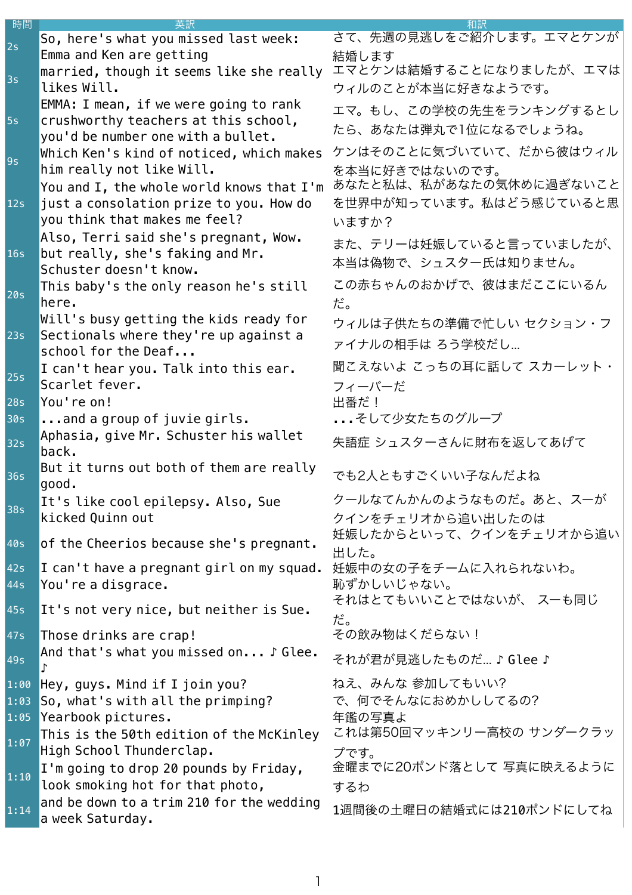| 時間 | 英訳 | 和訳 |
|---|---|---|
| 2s | So, here's what you missed last week: Emma and Ken are getting | さて、先週の見逃しをご紹介します。エマとケンが結婚します |
| 3s | married, though it seems like she really likes Will. | エマとケンは結婚することになりましたが、エマはウィルのことが本当に好きなようです。 |
| 5s | EMMA: I mean, if we were going to rank crushworthy teachers at this school, you'd be number one with a bullet. | エマ。もし、この学校の先生をランキングするとしたら、あなたは弾丸で1位になるでしょうね。 |
| 9s | Which Ken's kind of noticed, which makes him really not like Will. | ケンはそのことに気づいていて、だから彼はウィルを本当に好きではないのです。 |
| 12s | You and I, the whole world knows that I'm just a consolation prize to you. How do you think that makes me feel? | あなたと私は、私があなたの気休めに過ぎないことを世界中が知っています。私はどう感じていると思いますか？ |
| 16s | Also, Terri said she's pregnant, Wow. but really, she's faking and Mr. Schuster doesn't know. | また、テリーは妊娠していると言っていましたが、本当は偽物で、シュスター氏は知りません。 |
| 20s | This baby's the only reason he's still here. | この赤ちゃんのおかげで、彼はまだここにいるんだ。 |
| 23s | Will's busy getting the kids ready for Sectionals where they're up against a school for the Deaf... | ウィルは子供たちの準備で忙しい セクション・ファイナルの相手は ろう学校だし… |
| 25s | I can't hear you. Talk into this ear. Scarlet fever. | 聞こえないよ こっちの耳に話して スカーレット・フィーバーだ |
| 28s | You're on! | 出番だ！ |
| 30s | ...and a group of juvie girls. | ...そして少女たちのグループ |
| 32s | Aphasia, give Mr. Schuster his wallet back. | 失語症 シュスターさんに財布を返してあげて |
| 36s | But it turns out both of them are really good. | でも2人ともすごくいい子なんだよね |
| 38s | It's like cool epilepsy. Also, Sue kicked Quinn out | クールなてんかんのようなものだ。あと、スーがクインをチェリオから追い出したのは |
| 40s | of the Cheerios because she's pregnant. | 妊娠したからといって、クインをチェリオから追い出した。 |
| 42s | I can't have a pregnant girl on my squad. | 妊娠中の女の子をチームに入れられないわ。 |
| 44s | You're a disgrace. | 恥ずかしいじゃない。 |
| 45s | It's not very nice, but neither is Sue. | それはとてもいいことではないが、 スーも同じだ。 |
| 47s | Those drinks are crap! | その飲み物はくだらない！ |
| 49s | And that's what you missed on... ♪ Glee. ♪ | それが君が見逃したものだ… ♪ Glee ♪ |
| 1:00 | Hey, guys. Mind if I join you? | ねえ、みんな 参加してもいい? |
| 1:03 | So, what's with all the primping? | で、何でそんなにおめかししてるの? |
| 1:05 | Yearbook pictures. | 年鑑の写真よ |
| 1:07 | This is the 50th edition of the McKinley High School Thunderclap. | これは第50回マッキンリー高校の サンダークラップです。 |
| 1:10 | I'm going to drop 20 pounds by Friday, look smoking hot for that photo, | 金曜までに20ポンド落として 写真に映えるようにするわ |
| 1:14 | and be down to a trim 210 for the wedding a week Saturday. | 1週間後の土曜日の結婚式には210ポンドにしてね |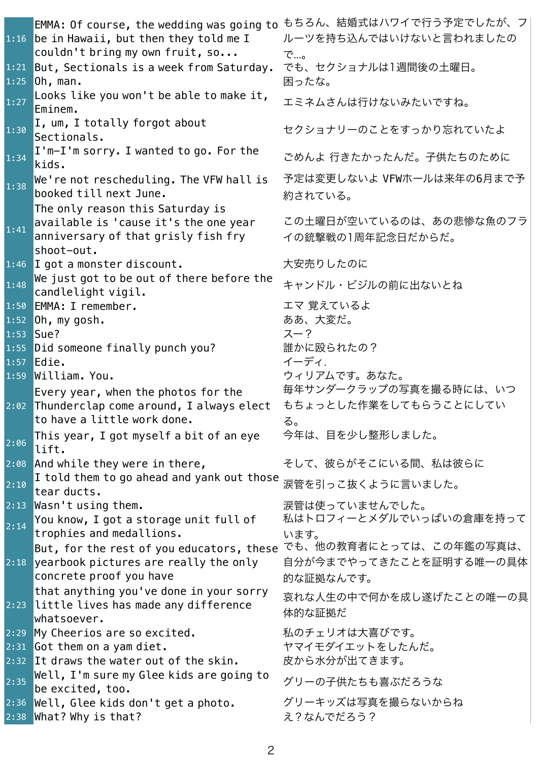| | | |
|---|---|---|
| 1:16 | EMMA: Of course, the wedding was going to be in Hawaii, but then they told me I couldn't bring my own fruit, so... | もちろん、結婚式はハワイで行う予定でしたが、フルーツを持ち込んではいけないと言われましたので...。 |
| 1:21 | But, Sectionals is a week from Saturday. | でも、セクショナルは1週間後の土曜日。 |
| 1:25 | Oh, man. | 困ったな。 |
| 1:27 | Looks like you won't be able to make it, Eminem. | エミネムさんは行けないみたいですね。 |
| 1:30 | I, um, I totally forgot about Sectionals. | セクショナリーのことをすっかり忘れていたよ |
| 1:34 | I'm-I'm sorry. I wanted to go. For the kids. | ごめんよ 行きたかったんだ。子供たちのために |
| 1:38 | We're not rescheduling. The VFW hall is booked till next June. | 予定は変更しないよ VFWホールは来年の6月まで予約されている。 |
| 1:41 | The only reason this Saturday is available is 'cause it's the one year anniversary of that grisly fish fry shoot-out. | この土曜日が空いているのは、あの悲惨な魚のフライの銃撃戦の1周年記念日だからだ。 |
| 1:46 | I got a monster discount. | 大安売りしたのに |
| 1:48 | We just got to be out of there before the candlelight vigil. | キャンドル・ビジルの前に出ないとね |
| 1:50 | EMMA: I remember. | エマ 覚えているよ |
| 1:52 | Oh, my gosh. | ああ、大変だ。 |
| 1:53 | Sue? | スー？ |
| 1:55 | Did someone finally punch you? | 誰かに殴られたの？ |
| 1:57 | Edie. | イーディ. |
| 1:59 | William. You. | ウィリアムです。あなた。 |
| 2:02 | Every year, when the photos for the Thunderclap come around, I always elect to have a little work done. | 毎年サンダークラップの写真を撮る時には、いつもちょっとした作業をしてもらうことにしている。 |
| 2:06 | This year, I got myself a bit of an eye lift. | 今年は、目を少し整形しました。 |
| 2:08 | And while they were in there, | そして、彼らがそこにいる間、私は彼らに |
| 2:10 | I told them to go ahead and yank out those tear ducts. | 涙管を引っこ抜くように言いました。 |
| 2:13 | Wasn't using them. | 涙管は使っていませんでした。 |
| 2:14 | You know, I got a storage unit full of trophies and medallions. | 私はトロフィーとメダルでいっぱいの倉庫を持っています。 |
| 2:18 | But, for the rest of you educators, these yearbook pictures are really the only concrete proof you have | でも、他の教育者にとっては、この年鑑の写真は、自分が今までやってきたことを証明する唯一の具体的な証拠なんです。 |
| 2:23 | that anything you've done in your sorry little lives has made any difference whatsoever. | 哀れな人生の中で何かを成し遂げたことの唯一の具体的な証拠だ |
| 2:29 | My Cheerios are so excited. | 私のチェリオは大喜びです。 |
| 2:31 | Got them on a yam diet. | ヤマイモダイエットをしたんだ。 |
| 2:32 | It draws the water out of the skin. | 皮から水分が出てきます。 |
| 2:35 | Well, I'm sure my Glee kids are going to be excited, too. | グリーの子供たちも喜ぶだろうな |
| 2:36 | Well, Glee kids don't get a photo. | グリーキッズは写真を撮らないからね |
| 2:38 | What? Why is that? | え？なんでだろう？ |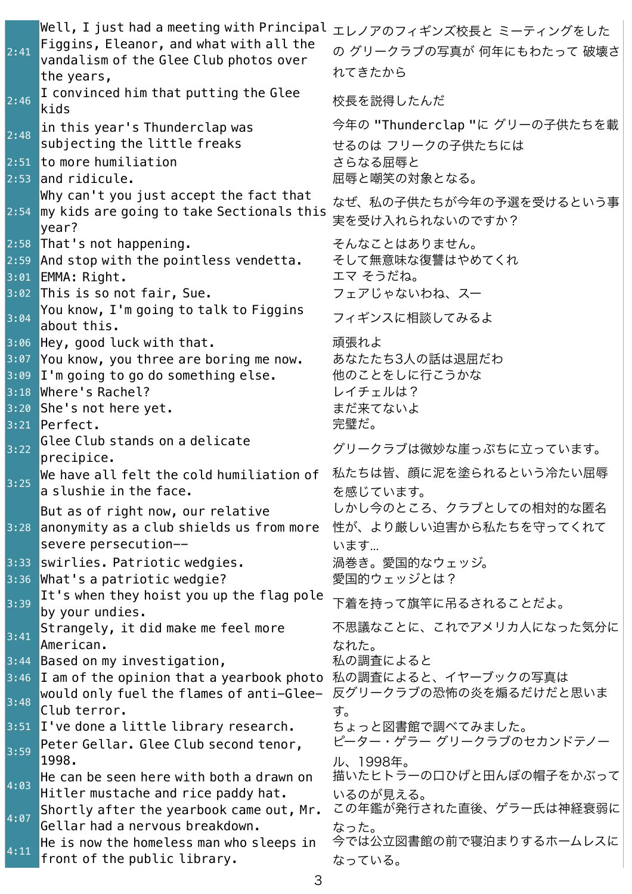| | | |
|---|---|---|
| 2:41 | Well, I just had a meeting with Principal Figgins, Eleanor, and what with all the vandalism of the Glee Club photos over the years, | エレノアのフィギンズ校長と ミーティングをしたの グリークラブの写真が 何年にもわたって 破壊されてきたから |
| 2:46 | I convinced him that putting the Glee kids | 校長を説得したんだ |
| 2:48 | in this year's Thunderclap was subjecting the little freaks | 今年の "Thunderclap "に グリーの子供たちを載せるのは フリークの子供たちには |
| 2:51 | to more humiliation | さらなる屈辱と |
| 2:53 | and ridicule. | 屈辱と嘲笑の対象となる。 |
| 2:54 | Why can't you just accept the fact that my kids are going to take Sectionals this year? | なぜ、私の子供たちが今年の予選を受けるという事実を受け入れられないのですか？ |
| 2:58 | That's not happening. | そんなことはありません。 |
| 2:59 | And stop with the pointless vendetta. | そして無意味な復讐はやめてくれ |
| 3:01 | EMMA: Right. | エマ そうだね。 |
| 3:02 | This is so not fair, Sue. | フェアじゃないわね、スー |
| 3:04 | You know, I'm going to talk to Figgins about this. | フィギンスに相談してみるよ |
| 3:06 | Hey, good luck with that. | 頑張れよ |
| 3:07 | You know, you three are boring me now. | あなたたち3人の話は退屈だわ |
| 3:09 | I'm going to go do something else. | 他のことをしに行こうかな |
| 3:18 | Where's Rachel? | レイチェルは？ |
| 3:20 | She's not here yet. | まだ来てないよ |
| 3:21 | Perfect. | 完璧だ。 |
| 3:22 | Glee Club stands on a delicate precipice. | グリークラブは微妙な崖っぷちに立っています。 |
| 3:25 | We have all felt the cold humiliation of a slushie in the face. | 私たちは皆、顔に泥を塗られるという冷たい屈辱を感じています。 |
| 3:28 | But as of right now, our relative anonymity as a club shields us from more severe persecution-- | しかし今のところ、クラブとしての相対的な匿名性が、より厳しい迫害から私たちを守ってくれています… |
| 3:33 | swirlies. Patriotic wedgies. | 渦巻き。愛国的なウェッジ。 |
| 3:36 | What's a patriotic wedgie? | 愛国的ウェッジとは？ |
| 3:39 | It's when they hoist you up the flag pole by your undies. | 下着を持って旗竿に吊るされることだよ。 |
| 3:41 | Strangely, it did make me feel more American. | 不思議なことに、これでアメリカ人になった気分になれた。 |
| 3:44 | Based on my investigation, | 私の調査によると |
| 3:46 | I am of the opinion that a yearbook photo | 私の調査によると、イヤーブックの写真は |
| 3:48 | would only fuel the flames of anti-Glee-Club terror. | 反グリークラブの恐怖の炎を煽るだけだと思います。 |
| 3:51 | I've done a little library research. | ちょっと図書館で調べてみました。 |
| 3:59 | Peter Gellar. Glee Club second tenor, 1998. | ピーター・ゲラー グリークラブのセカンドテノール、1998年。 |
| 4:03 | He can be seen here with both a drawn on Hitler mustache and rice paddy hat. | 描いたヒトラーの口ひげと田んぼの帽子をかぶっているのが見える。 |
| 4:07 | Shortly after the yearbook came out, Mr. Gellar had a nervous breakdown. | この年鑑が発行された直後、ゲラー氏は神経衰弱になった。 |
| 4:11 | He is now the homeless man who sleeps in front of the public library. | 今では公立図書館の前で寝泊まりするホームレスになっている。 |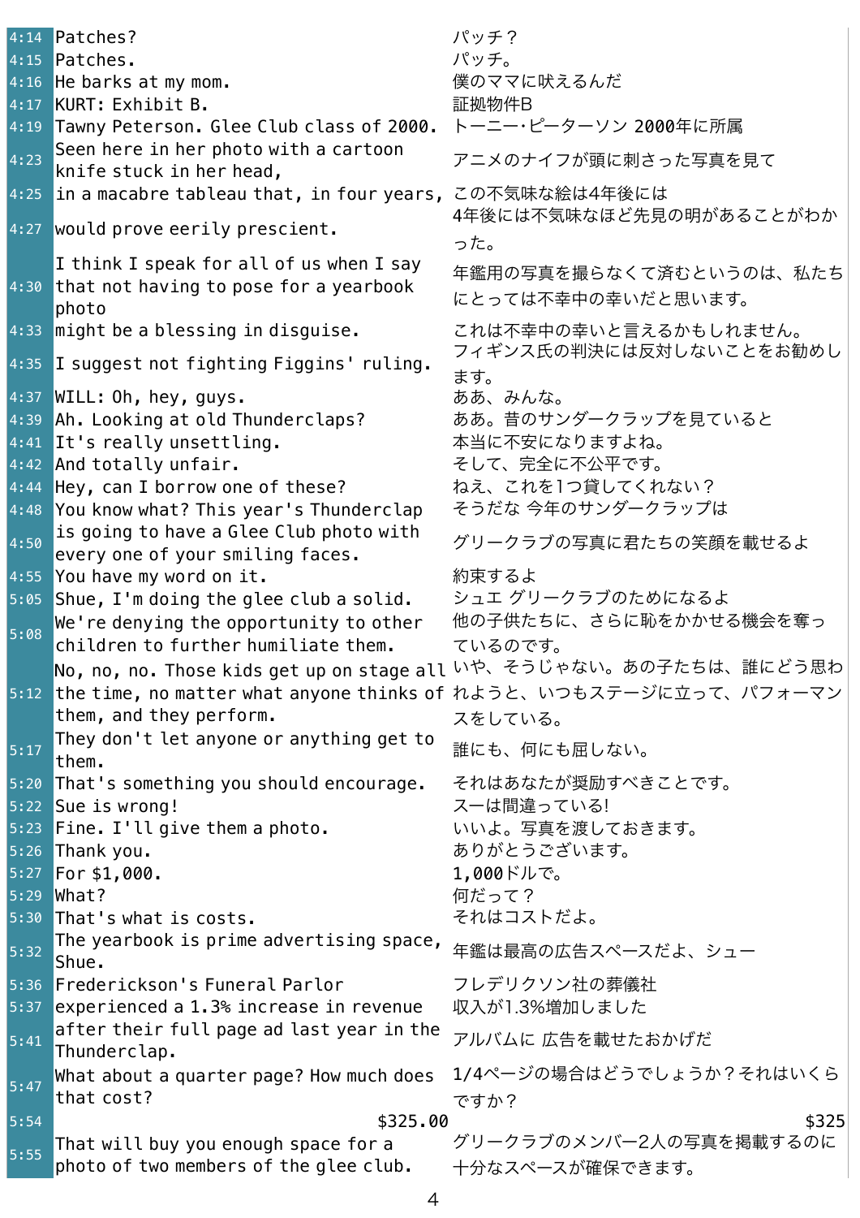| | | |
|---|---|---|
| 4:14 | Patches? | パッチ？ |
| 4:15 | Patches. | パッチ。 |
| 4:16 | He barks at my mom. | 僕のママに吠えるんだ |
| 4:17 | KURT: Exhibit B. | 証拠物件B |
| 4:19 | Tawny Peterson. Glee Club class of 2000. | トーニー・ピーターソン 2000年に所属 |
| 4:23 | Seen here in her photo with a cartoon knife stuck in her head, | アニメのナイフが頭に刺さった写真を見て |
| 4:25 | in a macabre tableau that, in four years, | この不気味な絵は4年後には |
| 4:27 | would prove eerily prescient. | 4年後には不気味なほど先見の明があることがわかった。 |
| 4:30 | I think I speak for all of us when I say that not having to pose for a yearbook photo | 年鑑用の写真を撮らなくて済むというのは、私たちにとっては不幸中の幸いだと思います。 |
| 4:33 | might be a blessing in disguise. | これは不幸中の幸いと言えるかもしれません。 |
| 4:35 | I suggest not fighting Figgins' ruling. | フィギンス氏の判決には反対しないことをお勧めします。 |
| 4:37 | WILL: Oh, hey, guys. | ああ、みんな。 |
| 4:39 | Ah. Looking at old Thunderclaps? | ああ。昔のサンダークラップを見ていると |
| 4:41 | It's really unsettling. | 本当に不安になりますよね。 |
| 4:42 | And totally unfair. | そして、完全に不公平です。 |
| 4:44 | Hey, can I borrow one of these? | ねえ、これを1つ貸してくれない？ |
| 4:48 | You know what? This year's Thunderclap | そうだな 今年のサンダークラップは |
| 4:50 | is going to have a Glee Club photo with every one of your smiling faces. | グリークラブの写真に君たちの笑顔を載せるよ |
| 4:55 | You have my word on it. | 約束するよ |
| 5:05 | Shue, I'm doing the glee club a solid. | シュエ グリークラブのためになるよ |
| 5:08 | We're denying the opportunity to other children to further humiliate them. | 他の子供たちに、さらに恥をかかせる機会を奪っているのです。 |
| 5:12 | No, no, no. Those kids get up on stage all the time, no matter what anyone thinks of them, and they perform. | いや、そうじゃない。あの子たちは、誰にどう思われようと、いつもステージに立って、パフォーマンスをしている。 |
| 5:17 | They don't let anyone or anything get to them. | 誰にも、何にも屈しない。 |
| 5:20 | That's something you should encourage. | それはあなたが奨励すべきことです。 |
| 5:22 | Sue is wrong! | スーは間違っている! |
| 5:23 | Fine. I'll give them a photo. | いいよ。写真を渡しておきます。 |
| 5:26 | Thank you. | ありがとうございます。 |
| 5:27 | For $1,000. | 1,000ドルで。 |
| 5:29 | What? | 何だって？ |
| 5:30 | That's what is costs. | それはコストだよ。 |
| 5:32 | The yearbook is prime advertising space, Shue. | 年鑑は最高の広告スペースだよ、シュー |
| 5:36 | Frederickson's Funeral Parlor | フレデリクソン社の葬儀社 |
| 5:37 | experienced a 1.3% increase in revenue | 収入が1.3%増加しました |
| 5:41 | after their full page ad last year in the Thunderclap. | アルバムに 広告を載せたおかげだ |
| 5:47 | What about a quarter page? How much does that cost? | 1/4ページの場合はどうでしょうか？それはいくらですか？ |
| 5:54 | $325.00 | $325 |
| 5:55 | That will buy you enough space for a photo of two members of the glee club. | グリークラブのメンバー2人の写真を掲載するのに十分なスペースが確保できます。 |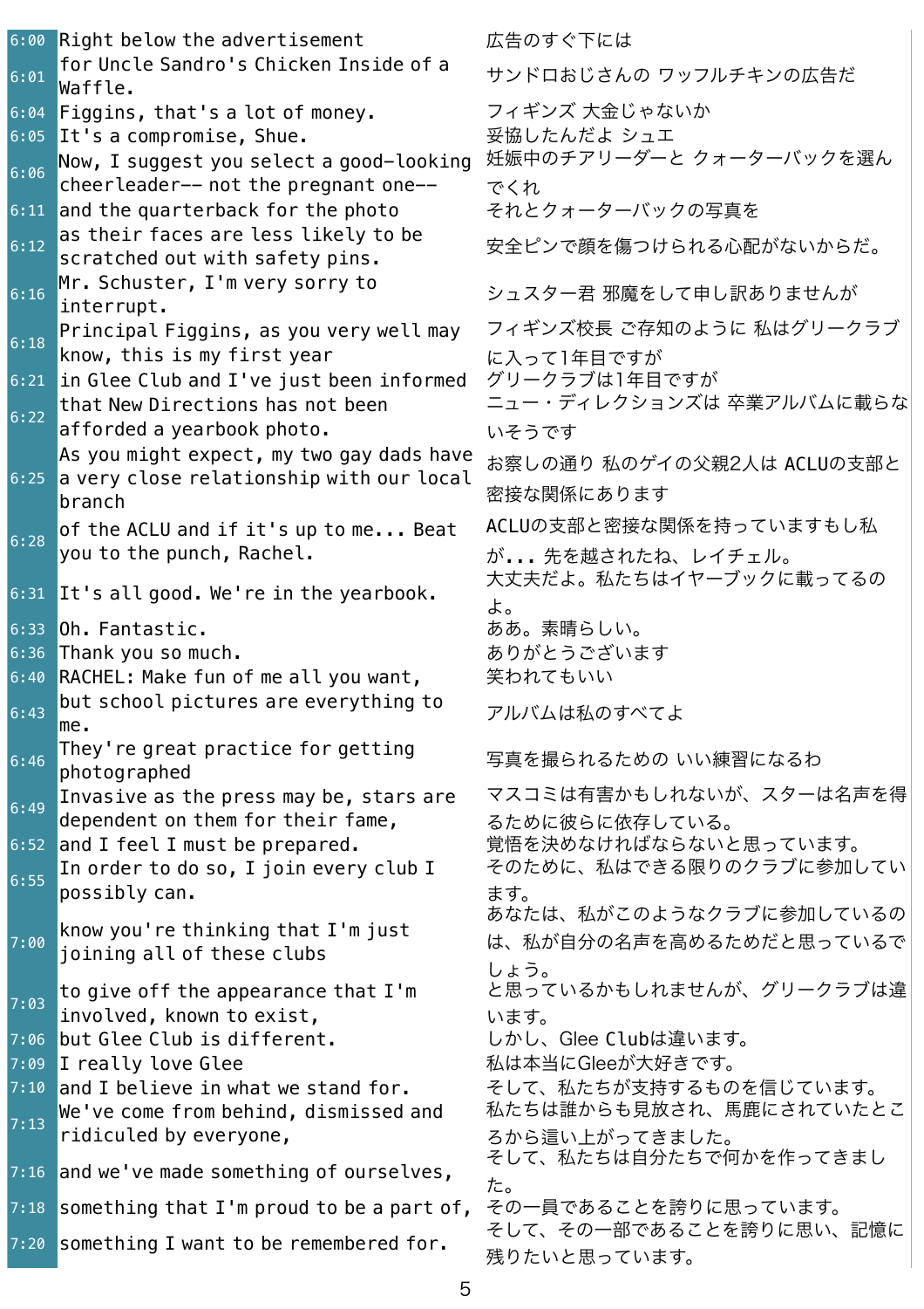| | | |
|---|---|---|
| 6:00 | Right below the advertisement | 広告のすぐ下には |
| 6:01 | for Uncle Sandro's Chicken Inside of a Waffle. | サンドロおじさんの ワッフルチキンの広告だ |
| 6:04 | Figgins, that's a lot of money. | フィギンズ 大金じゃないか |
| 6:05 | It's a compromise, Shue. | 妥協したんだよ シュエ |
| 6:06 | Now, I suggest you select a good-looking cheerleader-- not the pregnant one-- | 妊娠中のチアリーダーと クォーターバックを選んでくれ |
| 6:11 | and the quarterback for the photo | それとクォーターバックの写真を |
| 6:12 | as their faces are less likely to be scratched out with safety pins. | 安全ピンで顔を傷つけられる心配がないからだ。 |
| 6:16 | Mr. Schuster, I'm very sorry to interrupt. | シュスター君 邪魔をして申し訳ありませんが |
| 6:18 | Principal Figgins, as you very well may know, this is my first year | フィギンズ校長 ご存知のように 私はグリークラブに入って1年目ですが |
| 6:21 | in Glee Club and I've just been informed | グリークラブは1年目ですが |
| 6:22 | that New Directions has not been afforded a yearbook photo. | ニュー・ディレクションズは 卒業アルバムに載らないそうです |
| 6:25 | As you might expect, my two gay dads have a very close relationship with our local branch | お察しの通り 私のゲイの父親2人は ACLUの支部と密接な関係にあります |
| 6:28 | of the ACLU and if it's up to me... Beat you to the punch, Rachel. | ACLUの支部と密接な関係を持っていますもし私が... 先を越されたね、レイチェル。 |
| 6:31 | It's all good. We're in the yearbook. | 大丈夫だよ。私たちはイヤーブックに載ってるのよ。 |
| 6:33 | Oh. Fantastic. | ああ。素晴らしい。 |
| 6:36 | Thank you so much. | ありがとうございます |
| 6:40 | RACHEL: Make fun of me all you want, | 笑われてもいい |
| 6:43 | but school pictures are everything to me. | アルバムは私のすべてよ |
| 6:46 | They're great practice for getting photographed | 写真を撮られるための いい練習になるわ |
| 6:49 | Invasive as the press may be, stars are dependent on them for their fame, | マスコミは有害かもしれないが、スターは名声を得るために彼らに依存している。 |
| 6:52 | and I feel I must be prepared. | 覚悟を決めなければならないと思っています。 |
| 6:55 | In order to do so, I join every club I possibly can. | そのために、私はできる限りのクラブに参加しています。 |
| 7:00 | know you're thinking that I'm just joining all of these clubs | あなたは、私がこのようなクラブに参加しているのは、私が自分の名声を高めるためだと思っているでしょう。 |
| 7:03 | to give off the appearance that I'm involved, known to exist, | と思っているかもしれませんが、グリークラブは違います。 |
| 7:06 | but Glee Club is different. | しかし、Glee Clubは違います。 |
| 7:09 | I really love Glee | 私は本当にGleeが大好きです。 |
| 7:10 | and I believe in what we stand for. | そして、私たちが支持するものを信じています。 |
| 7:13 | We've come from behind, dismissed and ridiculed by everyone, | 私たちは誰からも見放され、馬鹿にされていたところから這い上がってきました。 |
| 7:16 | and we've made something of ourselves, | そして、私たちは自分たちで何かを作ってきました。 |
| 7:18 | something that I'm proud to be a part of, | その一員であることを誇りに思っています。 |
| 7:20 | something I want to be remembered for. | そして、その一部であることを誇りに思い、記憶に残りたいと思っています。 |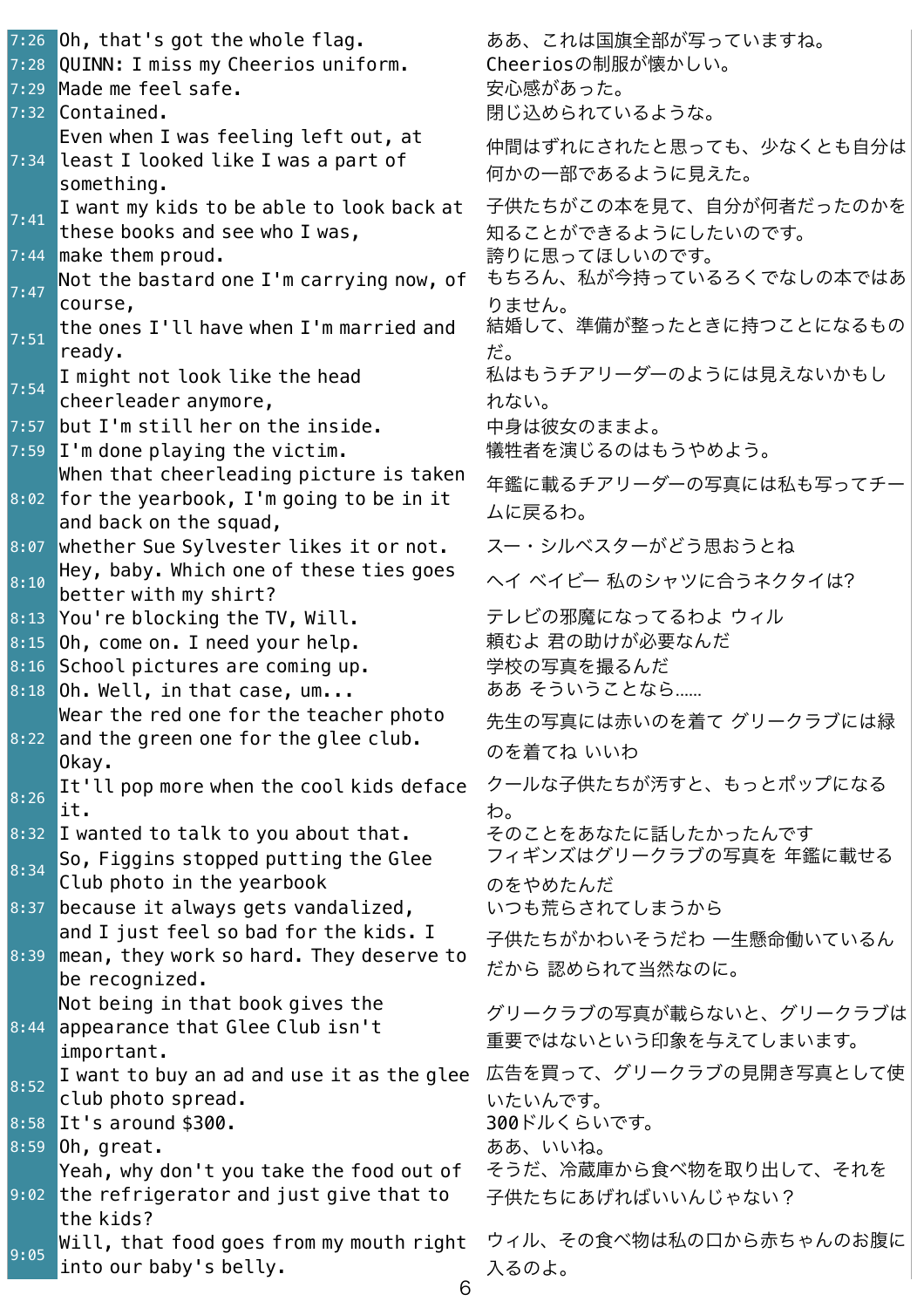| | | |
|---|---|---|
| 7:26 | Oh, that's got the whole flag. | ああ、これは国旗全部が写っていますね。 |
| 7:28 | QUINN: I miss my Cheerios uniform. | Cheeriosの制服が懐かしい。 |
| 7:29 | Made me feel safe. | 安心感があった。 |
| 7:32 | Contained. | 閉じ込められているような。 |
| 7:34 | Even when I was feeling left out, at least I looked like I was a part of something. | 仲間はずれにされたと思っても、少なくとも自分は何かの一部であるように見えた。 |
| 7:41 | I want my kids to be able to look back at these books and see who I was, | 子供たちがこの本を見て、自分が何者だったのかを知ることができるようにしたいのです。 |
| 7:44 | make them proud. | 誇りに思ってほしいのです。 |
| 7:47 | Not the bastard one I'm carrying now, of course, | もちろん、私が今持っているろくでなしの本ではありません。 |
| 7:51 | the ones I'll have when I'm married and ready. | 結婚して、準備が整ったときに持つことになるものだ。 |
| 7:54 | I might not look like the head cheerleader anymore, | 私はもうチアリーダーのようには見えないかもしれない。 |
| 7:57 | but I'm still her on the inside. | 中身は彼女のままよ。 |
| 7:59 | I'm done playing the victim. | 犠牲者を演じるのはもうやめよう。 |
| 8:02 | When that cheerleading picture is taken for the yearbook, I'm going to be in it and back on the squad, | 年鑑に載るチアリーダーの写真には私も写ってチームに戻るわ。 |
| 8:07 | whether Sue Sylvester likes it or not. | スー・シルベスターがどう思おうとね |
| 8:10 | Hey, baby. Which one of these ties goes better with my shirt? | ヘイ ベイビー 私のシャツに合うネクタイは? |
| 8:13 | You're blocking the TV, Will. | テレビの邪魔になってるわよ ウィル |
| 8:15 | Oh, come on. I need your help. | 頼むよ 君の助けが必要なんだ |
| 8:16 | School pictures are coming up. | 学校の写真を撮るんだ |
| 8:18 | Oh. Well, in that case, um... | ああ そういうことなら…… |
| 8:22 | Wear the red one for the teacher photo and the green one for the glee club. Okay. | 先生の写真には赤いのを着て グリークラブには緑のを着てね いいわ |
| 8:26 | It'll pop more when the cool kids deface it. | クールな子供たちが汚すと、もっとポップになるわ。 |
| 8:32 | I wanted to talk to you about that. | そのことをあなたに話したかったんです |
| 8:34 | So, Figgins stopped putting the Glee Club photo in the yearbook | フィギンズはグリークラブの写真を 年鑑に載せるのをやめたんだ |
| 8:37 | because it always gets vandalized, | いつも荒らされてしまうから |
| 8:39 | and I just feel so bad for the kids. I mean, they work so hard. They deserve to be recognized. | 子供たちがかわいそうだわ 一生懸命働いているんだから 認められて当然なのに。 |
| 8:44 | Not being in that book gives the appearance that Glee Club isn't important. | グリークラブの写真が載らないと、グリークラブは重要ではないという印象を与えてしまいます。 |
| 8:52 | I want to buy an ad and use it as the glee club photo spread. | 広告を買って、グリークラブの見開き写真として使いたいんです。 |
| 8:58 | It's around $300. | 300ドルくらいです。 |
| 8:59 | Oh, great. | ああ、いいね。 |
| 9:02 | Yeah, why don't you take the food out of the refrigerator and just give that to the kids? | そうだ、冷蔵庫から食べ物を取り出して、それを子供たちにあげればいいんじゃない? |
| 9:05 | Will, that food goes from my mouth right into our baby's belly. | ウィル、その食べ物は私の口から赤ちゃんのお腹に入るのよ。 |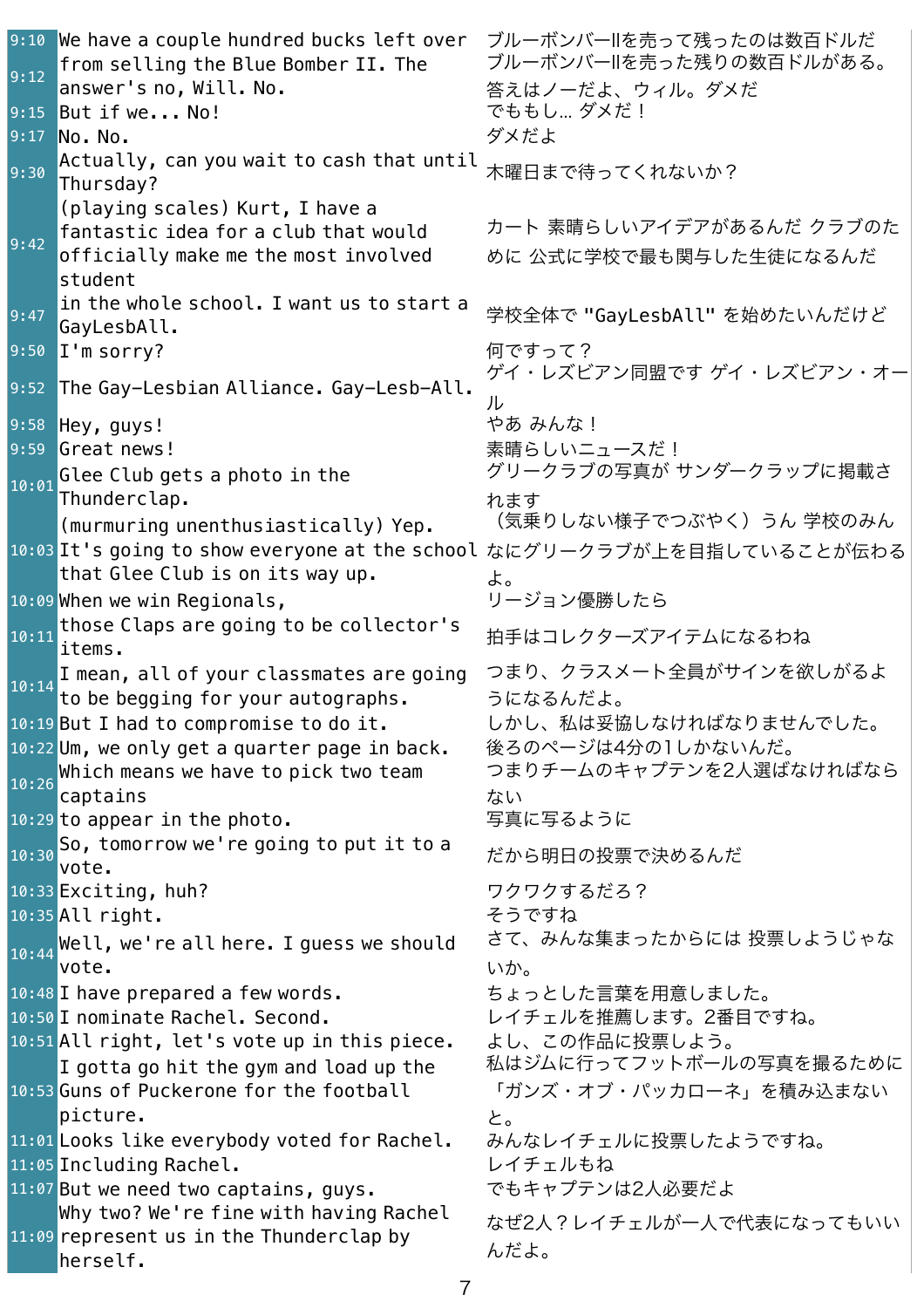| | | |
|---|---|---|
| 9:10 | We have a couple hundred bucks left over | ブルーボンバーIIを売って残ったのは数百ドルだ |
| 9:12 | from selling the Blue Bomber II. The answer's no, Will. No. | ブルーボンバーIIを売った残りの数百ドルがある。答えはノーだよ、ウィル。ダメだ |
| 9:15 | But if we... No! | でももし… ダメだ！ |
| 9:17 | No. No. | ダメだよ |
| 9:30 | Actually, can you wait to cash that until Thursday? | 木曜日まで待ってくれないか？ |
| 9:42 | (playing scales) Kurt, I have a fantastic idea for a club that would officially make me the most involved student | カート 素晴らしいアイデアがあるんだ クラブのために 公式に学校で最も関与した生徒になるんだ |
| 9:47 | in the whole school. I want us to start a GayLesbAll. | 学校全体で "GayLesbAll" を始めたいんだけど |
| 9:50 | I'm sorry? | 何ですって？ |
| 9:52 | The Gay-Lesbian Alliance. Gay-Lesb-All. | ゲイ・レズビアン同盟です ゲイ・レズビアン・オール |
| 9:58 | Hey, guys! | やあ みんな！ |
| 9:59 | Great news! | 素晴らしいニュースだ！ |
| 10:01 | Glee Club gets a photo in the Thunderclap. | グリークラブの写真が サンダークラップに掲載されます |
| 10:03 | (murmuring unenthusiastically) Yep. It's going to show everyone at the school that Glee Club is on its way up. | （気乗りしない様子でつぶやく）うん 学校のみんなにグリークラブが上を目指していることが伝わるよ。 |
| 10:09 | When we win Regionals, | リージョン優勝したら |
| 10:11 | those Claps are going to be collector's items. | 拍手はコレクターズアイテムになるわね |
| 10:14 | I mean, all of your classmates are going to be begging for your autographs. | つまり、クラスメート全員がサインを欲しがるようになるんだよ。 |
| 10:19 | But I had to compromise to do it. | しかし、私は妥協しなければなりませんでした。 |
| 10:22 | Um, we only get a quarter page in back. | 後ろのページは4分の1しかないんだ。 |
| 10:26 | Which means we have to pick two team captains | つまりチームのキャプテンを2人選ばなければならない |
| 10:29 | to appear in the photo. | 写真に写るように |
| 10:30 | So, tomorrow we're going to put it to a vote. | だから明日の投票で決めるんだ |
| 10:33 | Exciting, huh? | ワクワクするだろ？ |
| 10:35 | All right. | そうですね |
| 10:44 | Well, we're all here. I guess we should vote. | さて、みんな集まったからには 投票しようじゃないか。 |
| 10:48 | I have prepared a few words. | ちょっとした言葉を用意しました。 |
| 10:50 | I nominate Rachel. Second. | レイチェルを推薦します。2番目ですね。 |
| 10:51 | All right, let's vote up in this piece. | よし、この作品に投票しよう。 |
| 10:53 | I gotta go hit the gym and load up the Guns of Puckerone for the football picture. | 私はジムに行ってフットボールの写真を撮るために「ガンズ・オブ・パッカローネ」を積み込まないと。 |
| 11:01 | Looks like everybody voted for Rachel. | みんなレイチェルに投票したようですね。 |
| 11:05 | Including Rachel. | レイチェルもね |
| 11:07 | But we need two captains, guys. | でもキャプテンは2人必要だよ |
| 11:09 | Why two? We're fine with having Rachel represent us in the Thunderclap by herself. | なぜ2人？レイチェルが一人で代表になってもいいんだよ。 |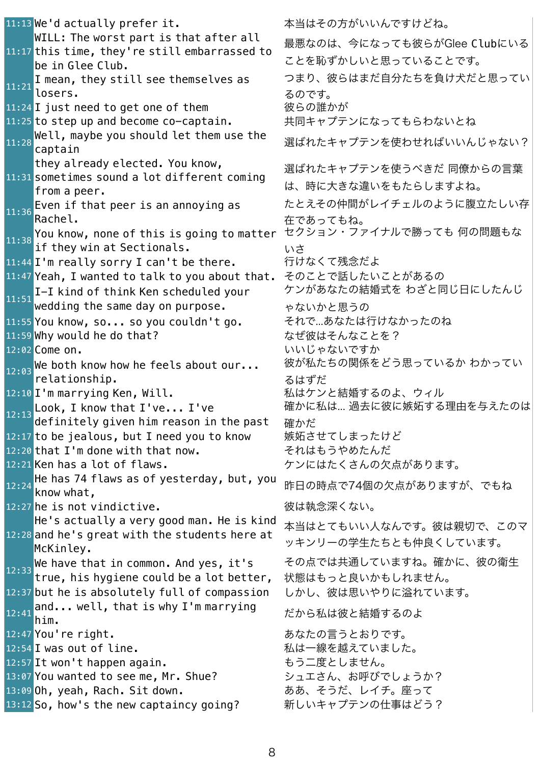| | | |
|---|---|---|
| 11:13 | We'd actually prefer it. | 本当はその方がいいんですけどね。 |
| 11:17 | WILL: The worst part is that after all this time, they're still embarrassed to be in Glee Club. | 最悪なのは、今になっても彼らがGlee Clubにいることを恥ずかしいと思っていることです。 |
| 11:21 | I mean, they still see themselves as losers. | つまり、彼らはまだ自分たちを負け犬だと思っているのです。 |
| 11:24 | I just need to get one of them | 彼らの誰かが |
| 11:25 | to step up and become co-captain. | 共同キャプテンになってもらわないとね |
| 11:28 | Well, maybe you should let them use the captain | 選ばれたキャプテンを使わせればいいんじゃない？ |
| 11:31 | they already elected. You know, sometimes sound a lot different coming from a peer. | 選ばれたキャプテンを使うべきだ 同僚からの言葉は、時に大きな違いをもたらしますよね。 |
| 11:36 | Even if that peer is an annoying as Rachel. | たとえその仲間がレイチェルのように腹立たしい存在であってもね。 |
| 11:38 | You know, none of this is going to matter if they win at Sectionals. | セクション・ファイナルで勝っても 何の問題もないさ |
| 11:44 | I'm really sorry I can't be there. | 行けなくて残念だよ |
| 11:47 | Yeah, I wanted to talk to you about that. | そのことで話したいことがあるの |
| 11:51 | I-I kind of think Ken scheduled your wedding the same day on purpose. | ケンがあなたの結婚式を わざと同じ日にしたんじゃないかと思うの |
| 11:55 | You know, so... so you couldn't go. | それで…あなたは行けなかったのね |
| 11:59 | Why would he do that? | なぜ彼はそんなことを？ |
| 12:02 | Come on. | いいじゃないですか |
| 12:03 | We both know how he feels about our... relationship. | 彼が私たちの関係をどう思っているか わかっているはずだ |
| 12:10 | I'm marrying Ken, Will. | 私はケンと結婚するのよ、ウィル |
| 12:13 | Look, I know that I've... I've definitely given him reason in the past | 確かに私は… 過去に彼に嫉妬する理由を与えたのは確かだ |
| 12:17 | to be jealous, but I need you to know | 嫉妬させてしまったけど |
| 12:20 | that I'm done with that now. | それはもうやめたんだ |
| 12:21 | Ken has a lot of flaws. | ケンにはたくさんの欠点があります。 |
| 12:24 | He has 74 flaws as of yesterday, but, you know what, | 昨日の時点で74個の欠点がありますが、でもね |
| 12:27 | he is not vindictive. | 彼は執念深くない。 |
| 12:28 | He's actually a very good man. He is kind and he's great with the students here at McKinley. | 本当はとてもいい人なんです。彼は親切で、このマッキンリーの学生たちとも仲良くしています。 |
| 12:33 | We have that in common. And yes, it's true, his hygiene could be a lot better, | その点では共通していますね。確かに、彼の衛生状態はもっと良いかもしれません。 |
| 12:37 | but he is absolutely full of compassion | しかし、彼は思いやりに溢れています。 |
| 12:41 | and... well, that is why I'm marrying him. | だから私は彼と結婚するのよ |
| 12:47 | You're right. | あなたの言うとおりです。 |
| 12:54 | I was out of line. | 私は一線を越えていました。 |
| 12:57 | It won't happen again. | もう二度としません。 |
| 13:07 | You wanted to see me, Mr. Shue? | シュエさん、お呼びでしょうか？ |
| 13:09 | Oh, yeah, Rach. Sit down. | ああ、そうだ、レイチ。座って |
| 13:12 | So, how's the new captaincy going? | 新しいキャプテンの仕事はどう？ |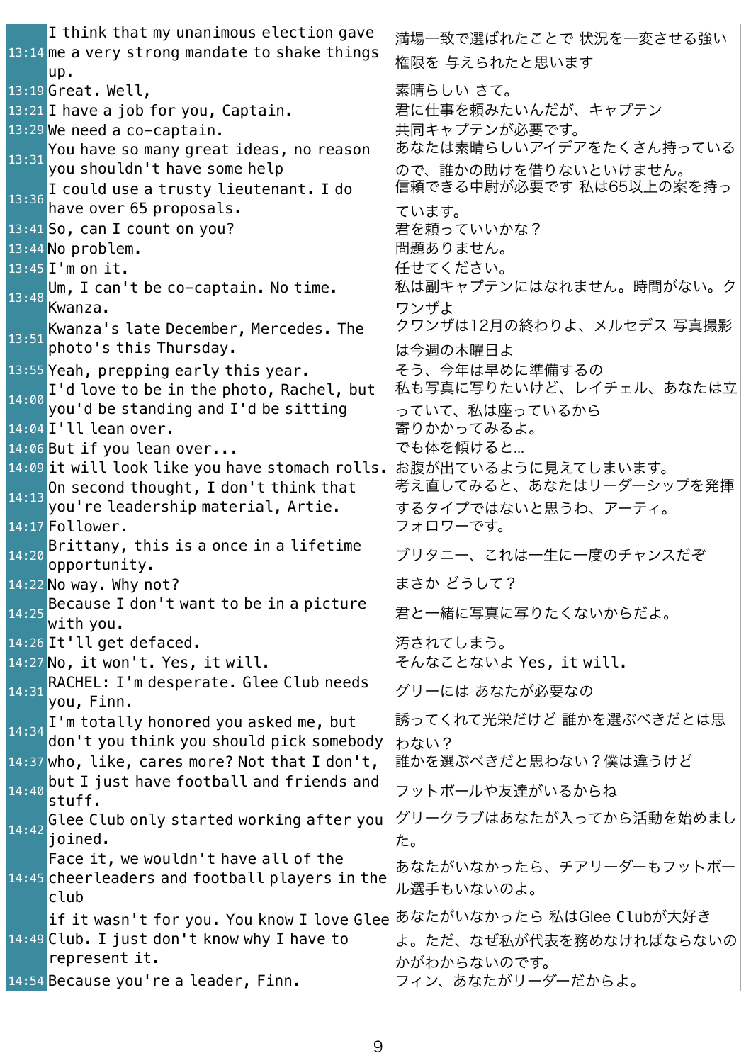| | | |
|---|---|---|
| 13:14 | I think that my unanimous election gave me a very strong mandate to shake things up. | 満場一致で選ばれたことで 状況を一変させる強い権限を 与えられたと思います |
| 13:19 | Great. Well, | 素晴らしい さて。 |
| 13:21 | I have a job for you, Captain. | 君に仕事を頼みたいんだが、キャプテン |
| 13:29 | We need a co-captain. | 共同キャプテンが必要です。 |
| 13:31 | You have so many great ideas, no reason you shouldn't have some help | あなたは素晴らしいアイデアをたくさん持っているので、誰かの助けを借りないといけません。 |
| 13:36 | I could use a trusty lieutenant. I do have over 65 proposals. | 信頼できる中尉が必要です 私は65以上の案を持っています。 |
| 13:41 | So, can I count on you? | 君を頼っていいかな？ |
| 13:44 | No problem. | 問題ありません。 |
| 13:45 | I'm on it. | 任せてください。 |
| 13:48 | Um, I can't be co-captain. No time. Kwanza. | 私は副キャプテンにはなれません。時間がない。クワンザよ |
| 13:51 | Kwanza's late December, Mercedes. The photo's this Thursday. | クワンザは12月の終わりよ、メルセデス 写真撮影は今週の木曜日よ |
| 13:55 | Yeah, prepping early this year. | そう、今年は早めに準備するの |
| 14:00 | I'd love to be in the photo, Rachel, but you'd be standing and I'd be sitting | 私も写真に写りたいけど、レイチェル、あなたは立っていて、私は座っているから |
| 14:04 | I'll lean over. | 寄りかかってみるよ。 |
| 14:06 | But if you lean over... | でも体を傾けると… |
| 14:09 | it will look like you have stomach rolls. | お腹が出ているように見えてしまいます。 |
| 14:13 | On second thought, I don't think that you're leadership material, Artie. | 考え直してみると、あなたはリーダーシップを発揮するタイプではないと思うわ、アーティ。 |
| 14:17 | Follower. | フォロワーです。 |
| 14:20 | Brittany, this is a once in a lifetime opportunity. | ブリタニー、これは一生に一度のチャンスだぞ |
| 14:22 | No way. Why not? | まさか どうして？ |
| 14:25 | Because I don't want to be in a picture with you. | 君と一緒に写真に写りたくないからだよ。 |
| 14:26 | It'll get defaced. | 汚されてしまう。 |
| 14:27 | No, it won't. Yes, it will. | そんなことないよ Yes, it will. |
| 14:31 | RACHEL: I'm desperate. Glee Club needs you, Finn. | グリーには あなたが必要なの |
| 14:34 | I'm totally honored you asked me, but don't you think you should pick somebody | 誘ってくれて光栄だけど 誰かを選ぶべきだとは思わない？ |
| 14:37 | who, like, cares more? Not that I don't, | 誰かを選ぶべきだと思わない？僕は違うけど |
| 14:40 | but I just have football and friends and stuff. | フットボールや友達がいるからね |
| 14:42 | Glee Club only started working after you joined. | グリークラブはあなたが入ってから活動を始めました。 |
| 14:45 | Face it, we wouldn't have all of the cheerleaders and football players in the club | あなたがいなかったら、チアリーダーもフットボール選手もいないのよ。 |
| 14:49 | if it wasn't for you. You know I love Glee Club. I just don't know why I have to represent it. | あなたがいなかったら 私はGlee Clubが大好きよ。ただ、なぜ私が代表を務めなければならないのかがわからないのです。 |
| 14:54 | Because you're a leader, Finn. | フィン、あなたがリーダーだからよ。 |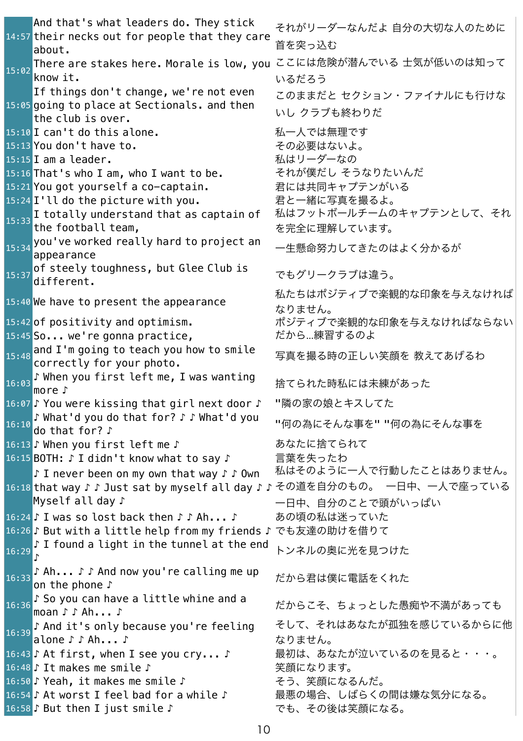| | | |
|---|---|---|
| 14:57 | And that's what leaders do. They stick their necks out for people that they care about. | それがリーダーなんだよ 自分の大切な人のために首を突っ込む |
| 15:02 | There are stakes here. Morale is low, you know it. | ここには危険が潜んでいる 士気が低いのは知っているだろう |
| 15:05 | If things don't change, we're not even going to place at Sectionals. and then the club is over. | このままだと セクション・ファイナルにも行けないし クラブも終わりだ |
| 15:10 | I can't do this alone. | 私一人では無理です |
| 15:13 | You don't have to. | その必要はないよ。 |
| 15:15 | I am a leader. | 私はリーダーなの |
| 15:16 | That's who I am, who I want to be. | それが僕だし そうなりたいんだ |
| 15:21 | You got yourself a co-captain. | 君には共同キャプテンがいる |
| 15:24 | I'll do the picture with you. | 君と一緒に写真を撮るよ。 |
| 15:33 | I totally understand that as captain of the football team, | 私はフットボールチームのキャプテンとして、それを完全に理解しています。 |
| 15:34 | you've worked really hard to project an appearance | 一生懸命努力してきたのはよく分かるが |
| 15:37 | of steely toughness, but Glee Club is different. | でもグリークラブは違う。 |
| 15:40 | We have to present the appearance | 私たちはポジティブで楽観的な印象を与えなければなりません。 |
| 15:42 | of positivity and optimism. | ポジティブで楽観的な印象を与えなければならない |
| 15:45 | So... we're gonna practice, | だから…練習するのよ |
| 15:48 | and I'm going to teach you how to smile correctly for your photo. | 写真を撮る時の正しい笑顔を 教えてあげるわ |
| 16:03 | ♪ When you first left me, I was wanting more ♪ | 捨てられた時私には未練があった |
| 16:07 | ♪ You were kissing that girl next door ♪ | "隣の家の娘とキスしてた |
| 16:10 | ♪ What'd you do that for? ♪ ♪ What'd you do that for? ♪ | "何の為にそんな事を" "何の為にそんな事を |
| 16:13 | ♪ When you first left me ♪ | あなたに捨てられて |
| 16:15 | BOTH: ♪ I didn't know what to say ♪ | 言葉を失ったわ |
| 16:18 | ♪ I never been on my own that way ♪ ♪ Own that way ♪ ♪ Just sat by myself all day ♪ ♪ Myself all day ♪ | 私はそのように一人で行動したことはありません。 その道を自分のもの。 一日中、一人で座っている 一日中、自分のことで頭がいっぱい |
| 16:24 | ♪ I was so lost back then ♪ ♪ Ah... ♪ | あの頃の私は迷っていた |
| 16:26 | ♪ But with a little help from my friends ♪ | でも友達の助けを借りて |
| 16:29 | ♪ I found a light in the tunnel at the end ♪ | トンネルの奥に光を見つけた |
| 16:33 | ♪ Ah... ♪ ♪ And now you're calling me up on the phone ♪ | だから君は僕に電話をくれた |
| 16:36 | ♪ So you can have a little whine and a moan ♪ ♪ Ah... ♪ | だからこそ、ちょっとした愚痴や不満があっても |
| 16:39 | ♪ And it's only because you're feeling alone ♪ ♪ Ah... ♪ | そして、それはあなたが孤独を感じているからに他なりません。 |
| 16:43 | ♪ At first, when I see you cry... ♪ | 最初は、あなたが泣いているのを見ると・・・。 |
| 16:48 | ♪ It makes me smile ♪ | 笑顔になります。 |
| 16:50 | ♪ Yeah, it makes me smile ♪ | そう、笑顔になるんだ。 |
| 16:54 | ♪ At worst I feel bad for a while ♪ | 最悪の場合、しばらくの間は嫌な気分になる。 |
| 16:58 | ♪ But then I just smile ♪ | でも、その後は笑顔になる。 |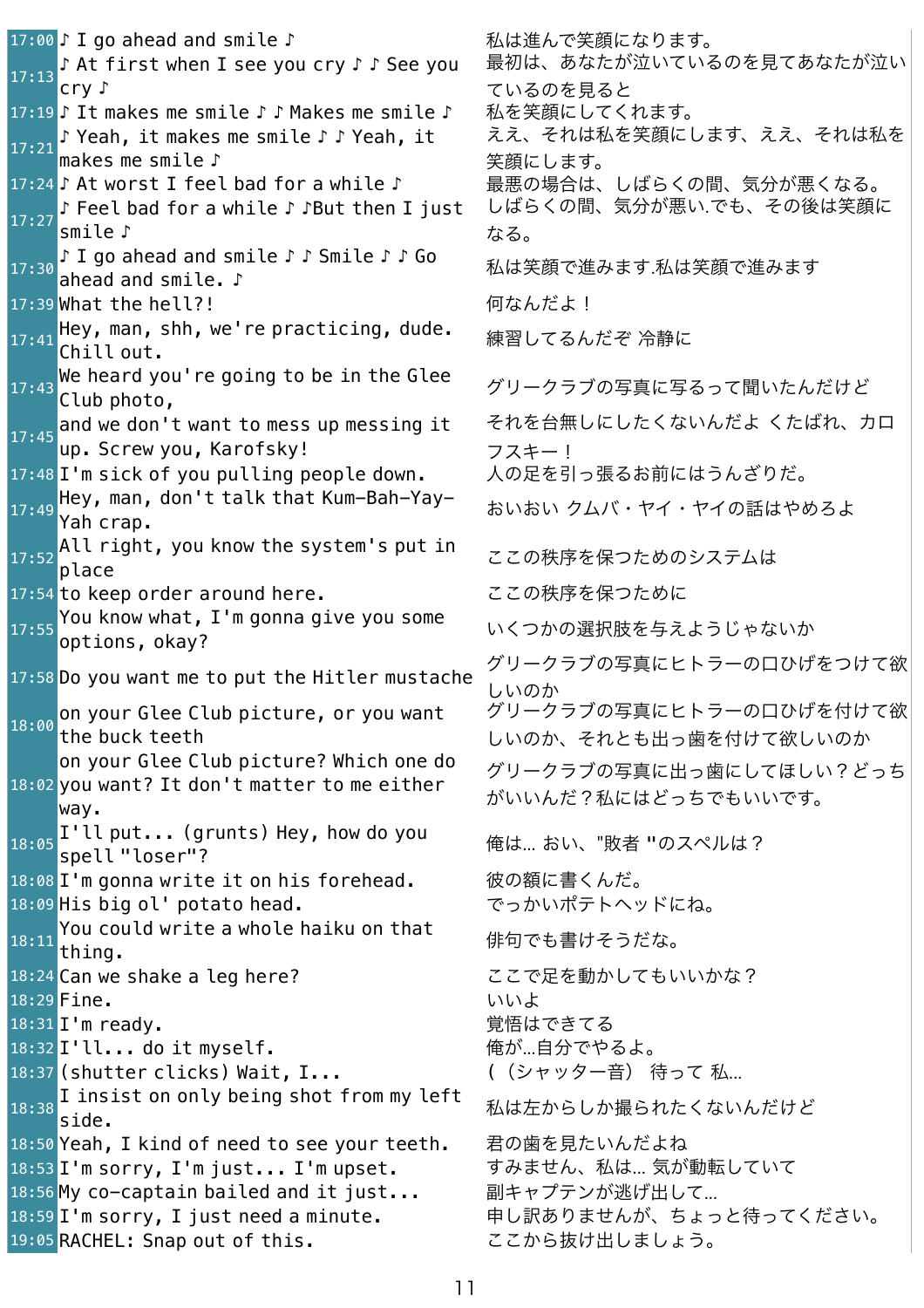| | | |
|---|---|---|
| 17:00 | ♪ I go ahead and smile ♪ | 私は進んで笑顔になります。 |
| 17:13 | ♪ At first when I see you cry ♪ ♪ See you cry ♪ | 最初は、あなたが泣いているのを見てあなたが泣いているのを見ると |
| 17:19 | ♪ It makes me smile ♪ ♪ Makes me smile ♪ | 私を笑顔にしてくれます。 |
| 17:21 | ♪ Yeah, it makes me smile ♪ ♪ Yeah, it makes me smile ♪ | ええ、それは私を笑顔にします、ええ、それは私を笑顔にします。 |
| 17:24 | ♪ At worst I feel bad for a while ♪ | 最悪の場合は、しばらくの間、気分が悪くなる。 |
| 17:27 | ♪ Feel bad for a while ♪ ♪But then I just smile ♪ | しばらくの間、気分が悪い.でも、その後は笑顔になる。 |
| 17:30 | ♪ I go ahead and smile ♪ ♪ Smile ♪ ♪ Go ahead and smile. ♪ | 私は笑顔で進みます.私は笑顔で進みます |
| 17:39 | What the hell?! | 何なんだよ！ |
| 17:41 | Hey, man, shh, we're practicing, dude. Chill out. | 練習してるんだぞ 冷静に |
| 17:43 | We heard you're going to be in the Glee Club photo, | グリークラブの写真に写るって聞いたんだけど |
| 17:45 | and we don't want to mess up messing it up. Screw you, Karofsky! | それを台無しにしたくないんだよ くたばれ、カロフスキー！ |
| 17:48 | I'm sick of you pulling people down. | 人の足を引っ張るお前にはうんざりだ。 |
| 17:49 | Hey, man, don't talk that Kum-Bah-Yay-Yah crap. | おいおい クムバ・ヤイ・ヤイの話はやめろよ |
| 17:52 | All right, you know the system's put in place | ここの秩序を保つためのシステムは |
| 17:54 | to keep order around here. | ここの秩序を保つために |
| 17:55 | You know what, I'm gonna give you some options, okay? | いくつかの選択肢を与えようじゃないか |
| 17:58 | Do you want me to put the Hitler mustache | グリークラブの写真にヒトラーの口ひげをつけて欲しいのか |
| 18:00 | on your Glee Club picture, or you want the buck teeth | グリークラブの写真にヒトラーの口ひげを付けて欲しいのか、それとも出っ歯を付けて欲しいのか |
| 18:02 | on your Glee Club picture? Which one do you want? It don't matter to me either way. | グリークラブの写真に出っ歯にしてほしい？どっちがいいんだ？私にはどっちでもいいです。 |
| 18:05 | I'll put... (grunts) Hey, how do you spell "loser"? | 俺は… おい、"敗者 "のスペルは？ |
| 18:08 | I'm gonna write it on his forehead. | 彼の額に書くんだ。 |
| 18:09 | His big ol' potato head. | でっかいポテトヘッドにね。 |
| 18:11 | You could write a whole haiku on that thing. | 俳句でも書けそうだな。 |
| 18:24 | Can we shake a leg here? | ここで足を動かしてもいいかな？ |
| 18:29 | Fine. | いいよ |
| 18:31 | I'm ready. | 覚悟はできてる |
| 18:32 | I'll... do it myself. | 俺が…自分でやるよ。 |
| 18:37 | (shutter clicks) Wait, I... | （（シャッター音） 待って 私… |
| 18:38 | I insist on only being shot from my left side. | 私は左からしか撮られたくないんだけど |
| 18:50 | Yeah, I kind of need to see your teeth. | 君の歯を見たいんだよね |
| 18:53 | I'm sorry, I'm just... I'm upset. | すみません、私は… 気が動転していて |
| 18:56 | My co-captain bailed and it just... | 副キャプテンが逃げ出して… |
| 18:59 | I'm sorry, I just need a minute. | 申し訳ありませんが、ちょっと待ってください。 |
| 19:05 | RACHEL: Snap out of this. | ここから抜け出しましょう。 |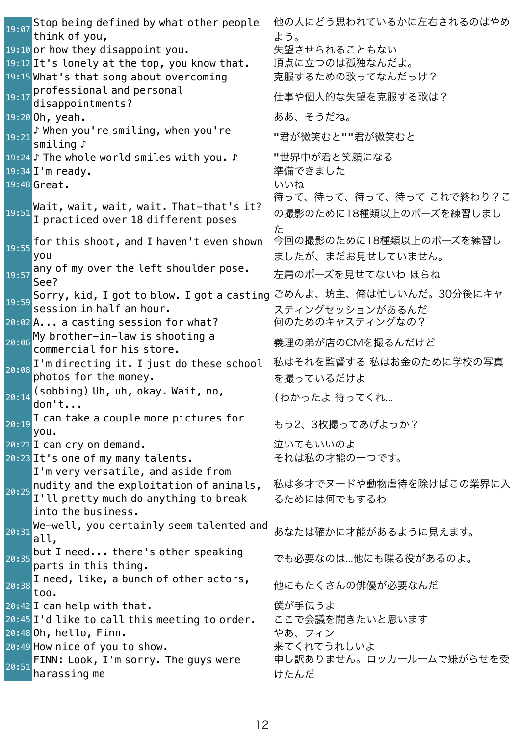| | | |
|---|---|---|
| 19:07 | Stop being defined by what other people think of you, | 他の人にどう思われているかに左右されるのはやめよう。 |
| 19:10 | or how they disappoint you. | 失望させられることもない |
| 19:12 | It's lonely at the top, you know that. | 頂点に立つのは孤独なんだよ。 |
| 19:15 | What's that song about overcoming | 克服するための歌ってなんだっけ？ |
| 19:17 | professional and personal disappointments? | 仕事や個人的な失望を克服する歌は？ |
| 19:20 | Oh, yeah. | ああ、そうだね。 |
| 19:21 | ♪ When you're smiling, when you're smiling ♪ | "君が微笑むと""君が微笑むと |
| 19:24 | ♪ The whole world smiles with you. ♪ | "世界中が君と笑顔になる |
| 19:34 | I'm ready. | 準備できました |
| 19:48 | Great. | いいね |
| 19:51 | Wait, wait, wait, wait. That-that's it? I practiced over 18 different poses | 待って、待って、待って、待って これで終わり？この撮影のために18種類以上のポーズを練習しました |
| 19:55 | for this shoot, and I haven't even shown you | 今回の撮影のために18種類以上のポーズを練習しましたが、まだお見せしていません。 |
| 19:57 | any of my over the left shoulder pose. See? | 左肩のポーズを見せてないわ ほらね |
| 19:59 | Sorry, kid, I got to blow. I got a casting session in half an hour. | ごめんよ、坊主、俺は忙しいんだ。30分後にキャスティングセッションがあるんだ |
| 20:02 | A... a casting session for what? | 何のためのキャスティングなの？ |
| 20:06 | My brother-in-law is shooting a commercial for his store. | 義理の弟が店のCMを撮るんだけど |
| 20:08 | I'm directing it. I just do these school photos for the money. | 私はそれを監督する 私はお金のために学校の写真を撮っているだけよ |
| 20:14 | (sobbing) Uh, uh, okay. Wait, no, don't... | (わかったよ 待ってくれ… |
| 20:19 | I can take a couple more pictures for you. | もう2、3枚撮ってあげようか？ |
| 20:21 | I can cry on demand. | 泣いてもいいのよ |
| 20:23 | It's one of my many talents. | それは私の才能の一つです。 |
| 20:25 | I'm very versatile, and aside from nudity and the exploitation of animals, I'll pretty much do anything to break into the business. | 私は多才でヌードや動物虐待を除けばこの業界に入るためには何でもするわ |
| 20:31 | We-well, you certainly seem talented and all, | あなたは確かに才能があるように見えます。 |
| 20:35 | but I need... there's other speaking parts in this thing. | でも必要なのは…他にも喋る役があるのよ。 |
| 20:38 | I need, like, a bunch of other actors, too. | 他にもたくさんの俳優が必要なんだ |
| 20:42 | I can help with that. | 僕が手伝うよ |
| 20:45 | I'd like to call this meeting to order. | ここで会議を開きたいと思います |
| 20:48 | Oh, hello, Finn. | やあ、フィン |
| 20:49 | How nice of you to show. | 来てくれてうれしいよ |
| 20:51 | FINN: Look, I'm sorry. The guys were harassing me | 申し訳ありません。ロッカールームで嫌がらせを受けたんだ |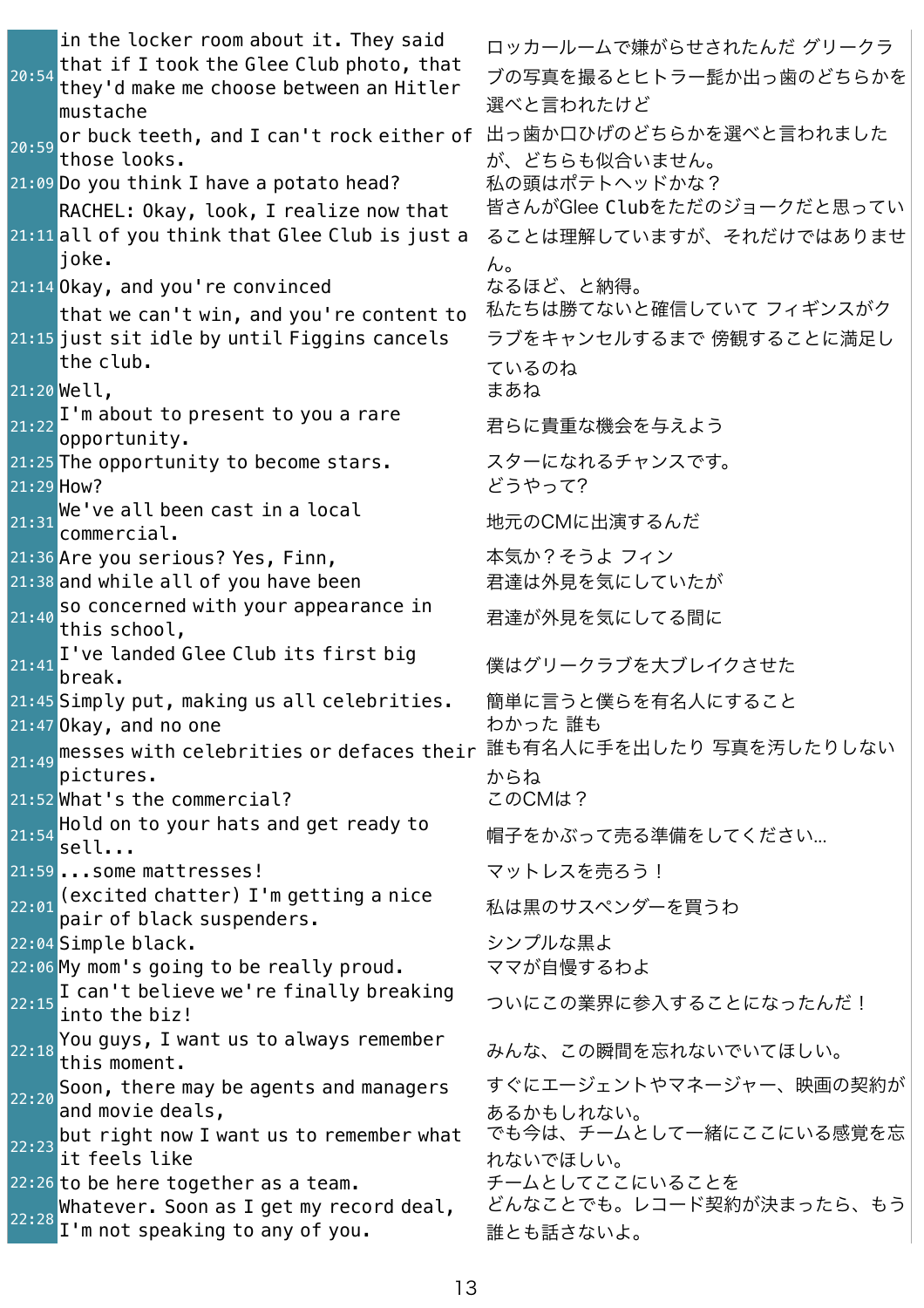| | | |
|---|---|---|
| 20:54 | in the locker room about it. They said that if I took the Glee Club photo, that they'd make me choose between an Hitler mustache | ロッカールームで嫌がらせされたんだ グリークラブの写真を撮るとヒトラー髭か出っ歯のどちらかを選べと言われたけど |
| 20:59 | or buck teeth, and I can't rock either of those looks. | 出っ歯か口ひげのどちらかを選べと言われましたが、どちらも似合いません。 |
| 21:09 | Do you think I have a potato head? | 私の頭はポテトヘッドかな？ |
| 21:11 | RACHEL: Okay, look, I realize now that all of you think that Glee Club is just a joke. | 皆さんがGlee Clubをただのジョークだと思っていることは理解していますが、それだけではありません。 |
| 21:14 | Okay, and you're convinced | なるほど、と納得。 |
| 21:15 | that we can't win, and you're content to just sit idle by until Figgins cancels the club. | 私たちは勝てないと確信していて フィギンスがクラブをキャンセルするまで 傍観することに満足しているのね |
| 21:20 | Well, | まあね |
| 21:22 | I'm about to present to you a rare opportunity. | 君らに貴重な機会を与えよう |
| 21:25 | The opportunity to become stars. | スターになれるチャンスです。 |
| 21:29 | How? | どうやって? |
| 21:31 | We've all been cast in a local commercial. | 地元のCMに出演するんだ |
| 21:36 | Are you serious? Yes, Finn, | 本気か？そうよ フィン |
| 21:38 | and while all of you have been | 君達は外見を気にしていたが |
| 21:40 | so concerned with your appearance in this school, | 君達が外見を気にしてる間に |
| 21:41 | I've landed Glee Club its first big break. | 僕はグリークラブを大ブレイクさせた |
| 21:45 | Simply put, making us all celebrities. | 簡単に言うと僕らを有名人にすること |
| 21:47 | Okay, and no one | わかった 誰も |
| 21:49 | messes with celebrities or defaces their pictures. | 誰も有名人に手を出したり 写真を汚したりしないからね |
| 21:52 | What's the commercial? | このCMは？ |
| 21:54 | Hold on to your hats and get ready to sell... | 帽子をかぶって売る準備をしてください… |
| 21:59 | ...some mattresses! | マットレスを売ろう！ |
| 22:01 | (excited chatter) I'm getting a nice pair of black suspenders. | 私は黒のサスペンダーを買うわ |
| 22:04 | Simple black. | シンプルな黒よ |
| 22:06 | My mom's going to be really proud. | ママが自慢するわよ |
| 22:15 | I can't believe we're finally breaking into the biz! | ついにこの業界に参入することになったんだ！ |
| 22:18 | You guys, I want us to always remember this moment. | みんな、この瞬間を忘れないでいてほしい。 |
| 22:20 | Soon, there may be agents and managers and movie deals, | すぐにエージェントやマネージャー、映画の契約があるかもしれない。 |
| 22:23 | but right now I want us to remember what it feels like | でも今は、チームとして一緒にここにいる感覚を忘れないでほしい。 |
| 22:26 | to be here together as a team. | チームとしてここにいることを |
| 22:28 | Whatever. Soon as I get my record deal, I'm not speaking to any of you. | どんなことでも。レコード契約が決まったら、もう誰とも話さないよ。 |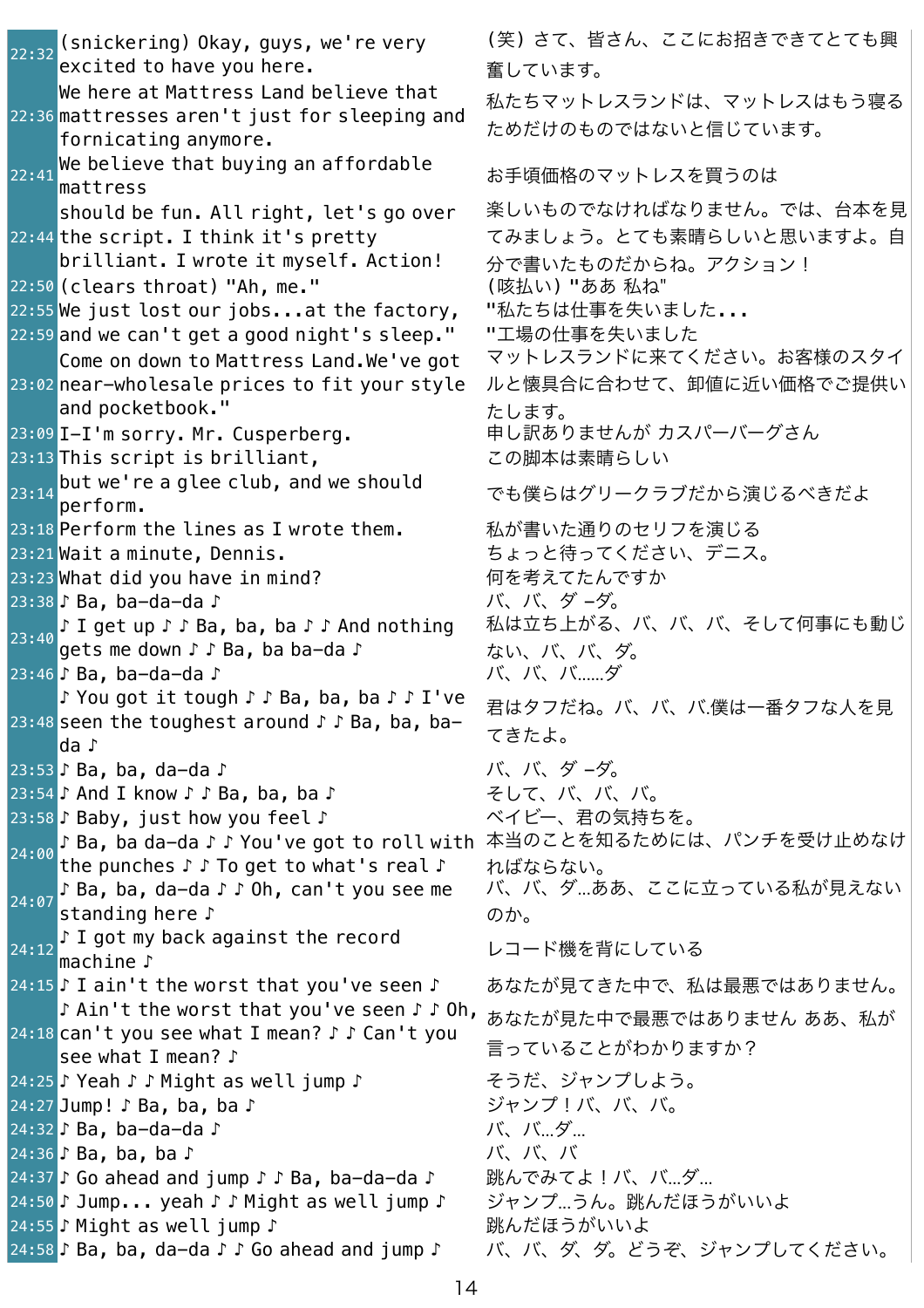| | | |
|---|---|---|
| 22:32 | (snickering) Okay, guys, we're very excited to have you here. | (笑) さて、皆さん、ここにお招きできてとても興奮しています。 |
| 22:36 | We here at Mattress Land believe that mattresses aren't just for sleeping and fornicating anymore. | 私たちマットレスランドは、マットレスはもう寝るためだけのものではないと信じています。 |
| 22:41 | We believe that buying an affordable mattress | お手頃価格のマットレスを買うのは |
| 22:44 | should be fun. All right, let's go over the script. I think it's pretty brilliant. I wrote it myself. Action! | 楽しいものでなければなりません。では、台本を見てみましょう。とても素晴らしいと思いますよ。自分で書いたものだからね。アクション！ |
| 22:50 | (clears throat) "Ah, me." | (咳払い) "ああ 私ね" |
| 22:55 | We just lost our jobs...at the factory, | "私たちは仕事を失いました... |
| 22:59 | and we can't get a good night's sleep." | "工場の仕事を失いました |
| 23:02 | Come on down to Mattress Land.We've got near-wholesale prices to fit your style and pocketbook." | マットレスランドに来てください。お客様のスタイルと懐具合に合わせて、卸値に近い価格でご提供いたします。 |
| 23:09 | I-I'm sorry. Mr. Cusperberg. | 申し訳ありませんが カスパーバーグさん |
| 23:13 | This script is brilliant, | この脚本は素晴らしい |
| 23:14 | but we're a glee club, and we should perform. | でも僕らはグリークラブだから演じるべきだよ |
| 23:18 | Perform the lines as I wrote them. | 私が書いた通りのセリフを演じる |
| 23:21 | Wait a minute, Dennis. | ちょっと待ってください、デニス。 |
| 23:23 | What did you have in mind? | 何を考えてたんですか |
| 23:38 | ♪ Ba, ba-da-da ♪ | バ、バ、ダ ‐ダ。 |
| 23:40 | ♪ I get up ♪ ♪ Ba, ba, ba ♪ ♪ And nothing gets me down ♪ ♪ Ba, ba ba-da ♪ | 私は立ち上がる、バ、バ、バ、そして何事にも動じない、バ、バ、ダ。 |
| 23:46 | ♪ Ba, ba-da-da ♪ | バ、バ、バ……ダ |
| 23:48 | ♪ You got it tough ♪ ♪ Ba, ba, ba ♪ ♪ I've seen the toughest around ♪ ♪ Ba, ba, ba-da ♪ | 君はタフだね。バ、バ、バ.僕は一番タフな人を見てきたよ。 |
| 23:53 | ♪ Ba, ba, da-da ♪ | バ、バ、ダ ‐ダ。 |
| 23:54 | ♪ And I know ♪ ♪ Ba, ba, ba ♪ | そして、バ、バ、バ。 |
| 23:58 | ♪ Baby, just how you feel ♪ | ベイビー、君の気持ちを。 |
| 24:00 | ♪ Ba, ba da-da ♪ ♪ You've got to roll with the punches ♪ ♪ To get to what's real ♪ | 本当のことを知るためには、パンチを受け止めなければならない。 |
| 24:07 | ♪ Ba, ba, da-da ♪ ♪ Oh, can't you see me standing here ♪ | バ、バ、ダ…ああ、ここに立っている私が見えないのか。 |
| 24:12 | ♪ I got my back against the record machine ♪ | レコード機を背にしている |
| 24:15 | ♪ I ain't the worst that you've seen ♪ | あなたが見てきた中で、私は最悪ではありません。 |
| 24:18 | ♪ Ain't the worst that you've seen ♪ ♪ Oh, can't you see what I mean? ♪ ♪ Can't you see what I mean? ♪ | あなたが見た中で最悪ではありません ああ、私が言っていることがわかりますか？ |
| 24:25 | ♪ Yeah ♪ ♪ Might as well jump ♪ | そうだ、ジャンプしよう。 |
| 24:27 | Jump! ♪ Ba, ba, ba ♪ | ジャンプ！バ、バ、バ。 |
| 24:32 | ♪ Ba, ba-da-da ♪ | バ、バ…ダ… |
| 24:36 | ♪ Ba, ba, ba ♪ | バ、バ、バ |
| 24:37 | ♪ Go ahead and jump ♪ ♪ Ba, ba-da-da ♪ | 跳んでみてよ！バ、バ…ダ… |
| 24:50 | ♪ Jump... yeah ♪ ♪ Might as well jump ♪ | ジャンプ…うん。跳んだほうがいいよ |
| 24:55 | ♪ Might as well jump ♪ | 跳んだほうがいいよ |
| 24:58 | ♪ Ba, ba, da-da ♪ ♪ Go ahead and jump ♪ | バ、バ、ダ、ダ。どうぞ、ジャンプしてください。 |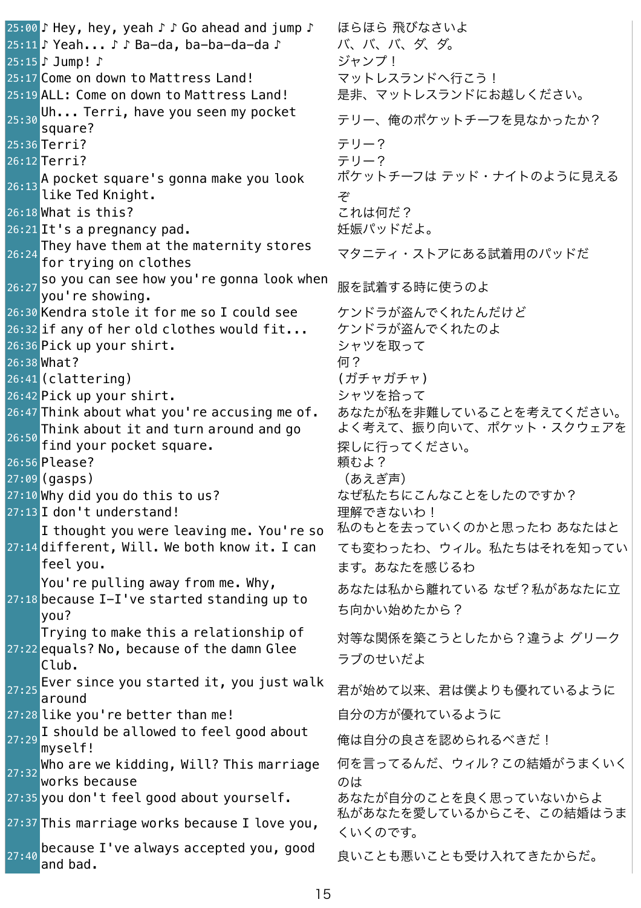| | | |
|---|---|---|
| 25:00 | ♪ Hey, hey, yeah ♪ ♪ Go ahead and jump ♪ | ほらほら 飛びなさいよ |
| 25:11 | ♪ Yeah... ♪ ♪ Ba-da, ba-ba-da-da ♪ | バ、バ、バ、ダ、ダ。 |
| 25:15 | ♪ Jump! ♪ | ジャンプ！ |
| 25:17 | Come on down to Mattress Land! | マットレスランドへ行こう！ |
| 25:19 | ALL: Come on down to Mattress Land! | 是非、マットレスランドにお越しください。 |
| 25:30 | Uh... Terri, have you seen my pocket square? | テリー、俺のポケットチーフを見なかったか？ |
| 25:36 | Terri? | テリー？ |
| 26:12 | Terri? | テリー？ |
| 26:13 | A pocket square's gonna make you look like Ted Knight. | ポケットチーフは テッド・ナイトのように見えるぞ |
| 26:18 | What is this? | これは何だ？ |
| 26:21 | It's a pregnancy pad. | 妊娠パッドだよ。 |
| 26:24 | They have them at the maternity stores for trying on clothes | マタニティ・ストアにある試着用のパッドだ |
| 26:27 | so you can see how you're gonna look when you're showing. | 服を試着する時に使うのよ |
| 26:30 | Kendra stole it for me so I could see | ケンドラが盗んでくれたんだけど |
| 26:32 | if any of her old clothes would fit... | ケンドラが盗んでくれたのよ |
| 26:36 | Pick up your shirt. | シャツを取って |
| 26:38 | What? | 何？ |
| 26:41 | (clattering) | (ガチャガチャ) |
| 26:42 | Pick up your shirt. | シャツを拾って |
| 26:47 | Think about what you're accusing me of. | あなたが私を非難していることを考えてください。 |
| 26:50 | Think about it and turn around and go find your pocket square. | よく考えて、振り向いて、ポケット・スクウェアを探しに行ってください。 |
| 26:56 | Please? | 頼むよ？ |
| 27:09 | (gasps) | （あえぎ声） |
| 27:10 | Why did you do this to us? | なぜ私たちにこんなことをしたのですか？ |
| 27:13 | I don't understand! | 理解できないわ！ |
| 27:14 | I thought you were leaving me. You're so different, Will. We both know it. I can feel you. | 私のもとを去っていくのかと思ったわ あなたはとても変わったわ、ウィル。私たちはそれを知っています。あなたを感じるわ |
| 27:18 | You're pulling away from me. Why, because I-I've started standing up to you? | あなたは私から離れている なぜ？私があなたに立ち向かい始めたから？ |
| 27:22 | Trying to make this a relationship of equals? No, because of the damn Glee Club. | 対等な関係を築こうとしたから？違うよ グリークラブのせいだよ |
| 27:25 | Ever since you started it, you just walk around | 君が始めて以来、君は僕よりも優れているように |
| 27:28 | like you're better than me! | 自分の方が優れているように |
| 27:29 | I should be allowed to feel good about myself! | 俺は自分の良さを認められるべきだ！ |
| 27:32 | Who are we kidding, Will? This marriage works because | 何を言ってるんだ、ウィル？この結婚がうまくいくのは |
| 27:35 | you don't feel good about yourself. | あなたが自分のことを良く思っていないからよ |
| 27:37 | This marriage works because I love you, | 私があなたを愛しているからこそ、この結婚はうまくいくのです。 |
| 27:40 | because I've always accepted you, good and bad. | 良いことも悪いことも受け入れてきたからだ。 |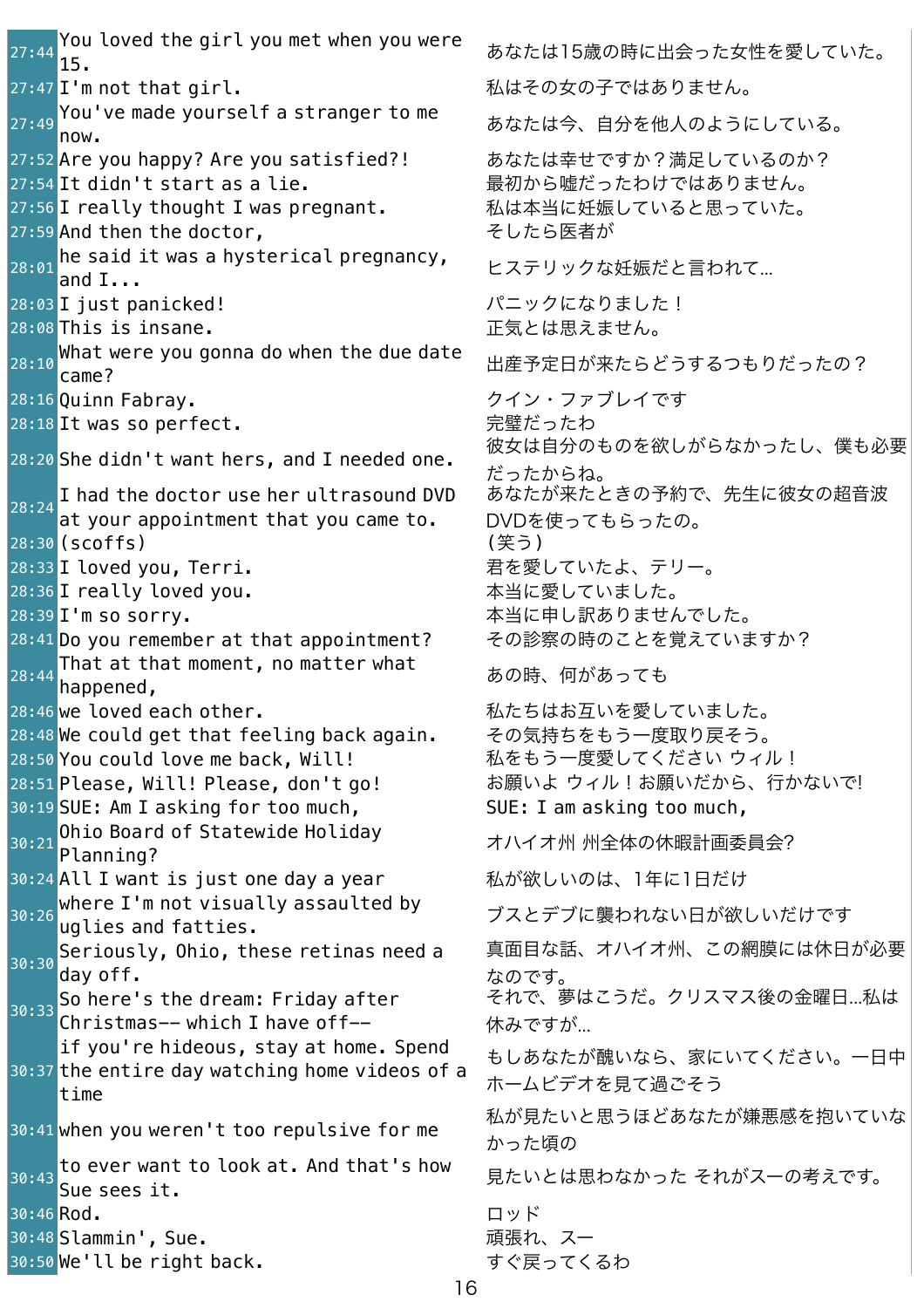| | | |
|---|---|---|
| 27:44 | You loved the girl you met when you were 15. | あなたは15歳の時に出会った女性を愛していた。 |
| 27:47 | I'm not that girl. | 私はその女の子ではありません。 |
| 27:49 | You've made yourself a stranger to me now. | あなたは今、自分を他人のようにしている。 |
| 27:52 | Are you happy? Are you satisfied?! | あなたは幸せですか？満足しているのか？ |
| 27:54 | It didn't start as a lie. | 最初から嘘だったわけではありません。 |
| 27:56 | I really thought I was pregnant. | 私は本当に妊娠していると思っていた。 |
| 27:59 | And then the doctor, | そしたら医者が |
| 28:01 | he said it was a hysterical pregnancy, and I... | ヒステリックな妊娠だと言われて… |
| 28:03 | I just panicked! | パニックになりました！ |
| 28:08 | This is insane. | 正気とは思えません。 |
| 28:10 | What were you gonna do when the due date came? | 出産予定日が来たらどうするつもりだったの？ |
| 28:16 | Quinn Fabray. | クイン・ファブレイです |
| 28:18 | It was so perfect. | 完璧だったわ |
| 28:20 | She didn't want hers, and I needed one. | 彼女は自分のものを欲しがらなかったし、僕も必要だったからね。 |
| 28:24 | I had the doctor use her ultrasound DVD at your appointment that you came to. | あなたが来たときの予約で、先生に彼女の超音波DVDを使ってもらったの。 |
| 28:30 | (scoffs) | (笑う) |
| 28:33 | I loved you, Terri. | 君を愛していたよ、テリー。 |
| 28:36 | I really loved you. | 本当に愛していました。 |
| 28:39 | I'm so sorry. | 本当に申し訳ありませんでした。 |
| 28:41 | Do you remember at that appointment? | その診察の時のことを覚えていますか？ |
| 28:44 | That at that moment, no matter what happened, | あの時、何があっても |
| 28:46 | we loved each other. | 私たちはお互いを愛していました。 |
| 28:48 | We could get that feeling back again. | その気持ちをもう一度取り戻そう。 |
| 28:50 | You could love me back, Will! | 私をもう一度愛してください ウィル！ |
| 28:51 | Please, Will! Please, don't go! | お願いよ ウィル！お願いだから、行かないで! |
| 30:19 | SUE: Am I asking for too much, | SUE: I am asking too much, |
| 30:21 | Ohio Board of Statewide Holiday Planning? | オハイオ州 州全体の休暇計画委員会? |
| 30:24 | All I want is just one day a year | 私が欲しいのは、1年に1日だけ |
| 30:26 | where I'm not visually assaulted by uglies and fatties. | ブスとデブに襲われない日が欲しいだけです |
| 30:30 | Seriously, Ohio, these retinas need a day off. | 真面目な話、オハイオ州、この網膜には休日が必要なのです。 |
| 30:33 | So here's the dream: Friday after Christmas-- which I have off-- | それで、夢はこうだ。クリスマス後の金曜日…私は休みですが… |
| 30:37 | if you're hideous, stay at home. Spend the entire day watching home videos of a time | もしあなたが醜いなら、家にいてください。一日中ホームビデオを見て過ごそう |
| 30:41 | when you weren't too repulsive for me | 私が見たいと思うほどあなたが嫌悪感を抱いていなかった頃の |
| 30:43 | to ever want to look at. And that's how Sue sees it. | 見たいとは思わなかった それがスーの考えです。 |
| 30:46 | Rod. | ロッド |
| 30:48 | Slammin', Sue. | 頑張れ、スー |
| 30:50 | We'll be right back. | すぐ戻ってくるわ |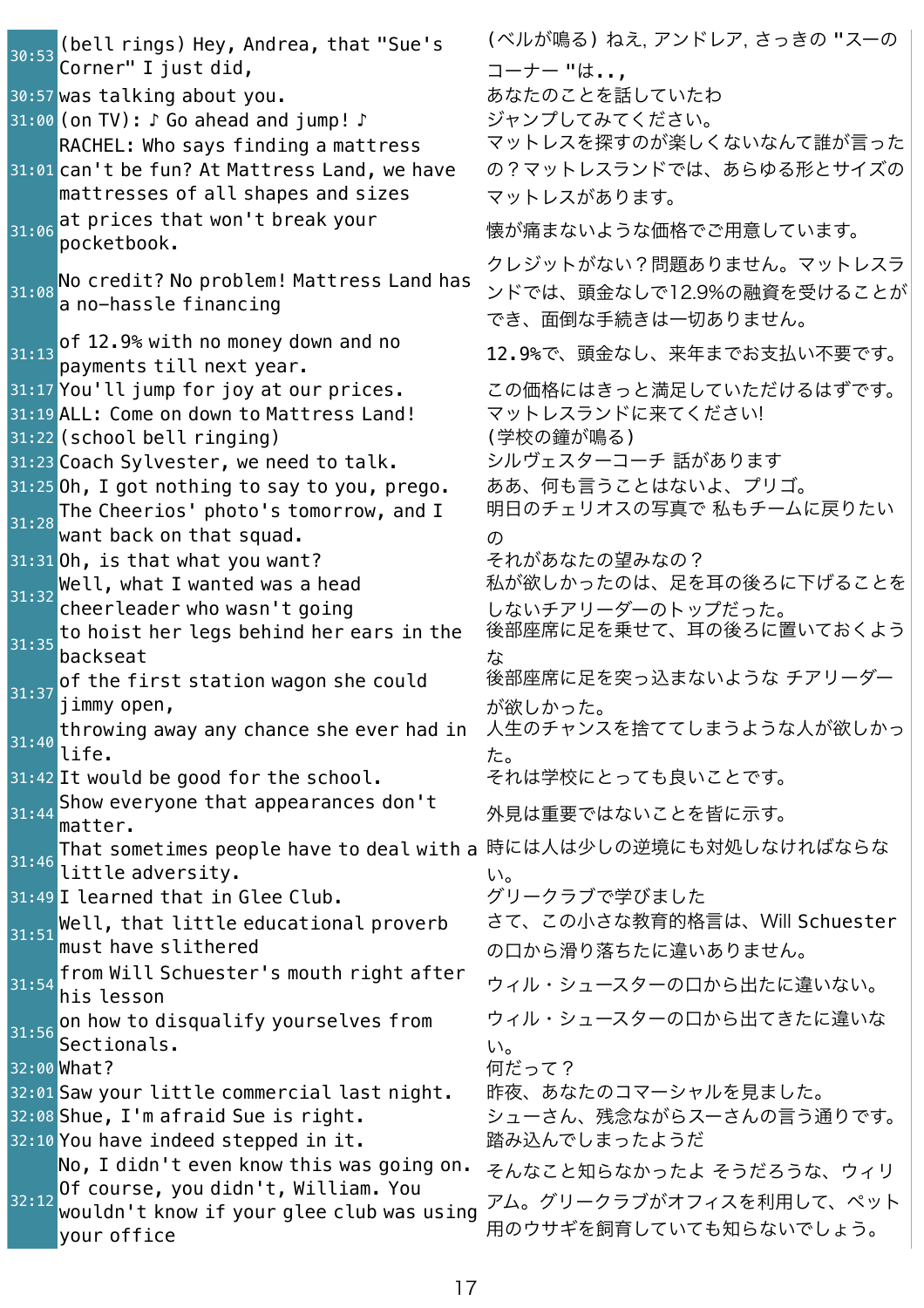| | | |
|---|---|---|
| 30:53 | (bell rings) Hey, Andrea, that "Sue's Corner" I just did, | (ベルが鳴る) ねえ, アンドレア, さっきの "スーのコーナー "は.., |
| 30:57 | was talking about you. | あなたのことを話していたわ |
| 31:00 | (on TV): ♪ Go ahead and jump! ♪ | ジャンプしてみてください。 |
| 31:01 | RACHEL: Who says finding a mattress can't be fun? At Mattress Land, we have mattresses of all shapes and sizes | マットレスを探すのが楽しくないなんて誰が言ったの？マットレスランドでは、あらゆる形とサイズのマットレスがあります。 |
| 31:06 | at prices that won't break your pocketbook. | 懐が痛まないような価格でご用意しています。 |
| 31:08 | No credit? No problem! Mattress Land has a no-hassle financing | クレジットがない？問題ありません。マットレスランドでは、頭金なしで12.9%の融資を受けることができ、面倒な手続きは一切ありません。 |
| 31:13 | of 12.9% with no money down and no payments till next year. | 12.9%で、頭金なし、来年までお支払い不要です。 |
| 31:17 | You'll jump for joy at our prices. | この価格にはきっと満足していただけるはずです。 |
| 31:19 | ALL: Come on down to Mattress Land! | マットレスランドに来てください! |
| 31:22 | (school bell ringing) | (学校の鐘が鳴る) |
| 31:23 | Coach Sylvester, we need to talk. | シルヴェスターコーチ 話があります |
| 31:25 | Oh, I got nothing to say to you, prego. | ああ、何も言うことはないよ、プリゴ。 |
| 31:28 | The Cheerios' photo's tomorrow, and I want back on that squad. | 明日のチェリオスの写真で 私もチームに戻りたいの |
| 31:31 | Oh, is that what you want? | それがあなたの望みなの？ |
| 31:32 | Well, what I wanted was a head cheerleader who wasn't going | 私が欲しかったのは、足を耳の後ろに下げることをしないチアリーダーのトップだった。 |
| 31:35 | to hoist her legs behind her ears in the backseat | 後部座席に足を乗せて、耳の後ろに置いておくような |
| 31:37 | of the first station wagon she could jimmy open, | 後部座席に足を突っ込まないような チアリーダーが欲しかった。 |
| 31:40 | throwing away any chance she ever had in life. | 人生のチャンスを捨ててしまうような人が欲しかった。 |
| 31:42 | It would be good for the school. | それは学校にとっても良いことです。 |
| 31:44 | Show everyone that appearances don't matter. | 外見は重要ではないことを皆に示す。 |
| 31:46 | That sometimes people have to deal with a little adversity. | 時には人は少しの逆境にも対処しなければならない。 |
| 31:49 | I learned that in Glee Club. | グリークラブで学びました |
| 31:51 | Well, that little educational proverb must have slithered | さて、この小さな教育的格言は、Will Schuesterの口から滑り落ちたに違いありません。 |
| 31:54 | from Will Schuester's mouth right after his lesson | ウィル・シュースターの口から出たに違いない。 |
| 31:56 | on how to disqualify yourselves from Sectionals. | ウィル・シュースターの口から出てきたに違いない。 |
| 32:00 | What? | 何だって？ |
| 32:01 | Saw your little commercial last night. | 昨夜、あなたのコマーシャルを見ました。 |
| 32:08 | Shue, I'm afraid Sue is right. | シューさん、残念ながらスーさんの言う通りです。 |
| 32:10 | You have indeed stepped in it. | 踏み込んでしまったようだ |
| 32:12 | No, I didn't even know this was going on. Of course, you didn't, William. You wouldn't know if your glee club was using your office | そんなこと知らなかったよ そうだろうな、ウィリアム。グリークラブがオフィスを利用して、ペット用のウサギを飼育していても知らないでしょう。 |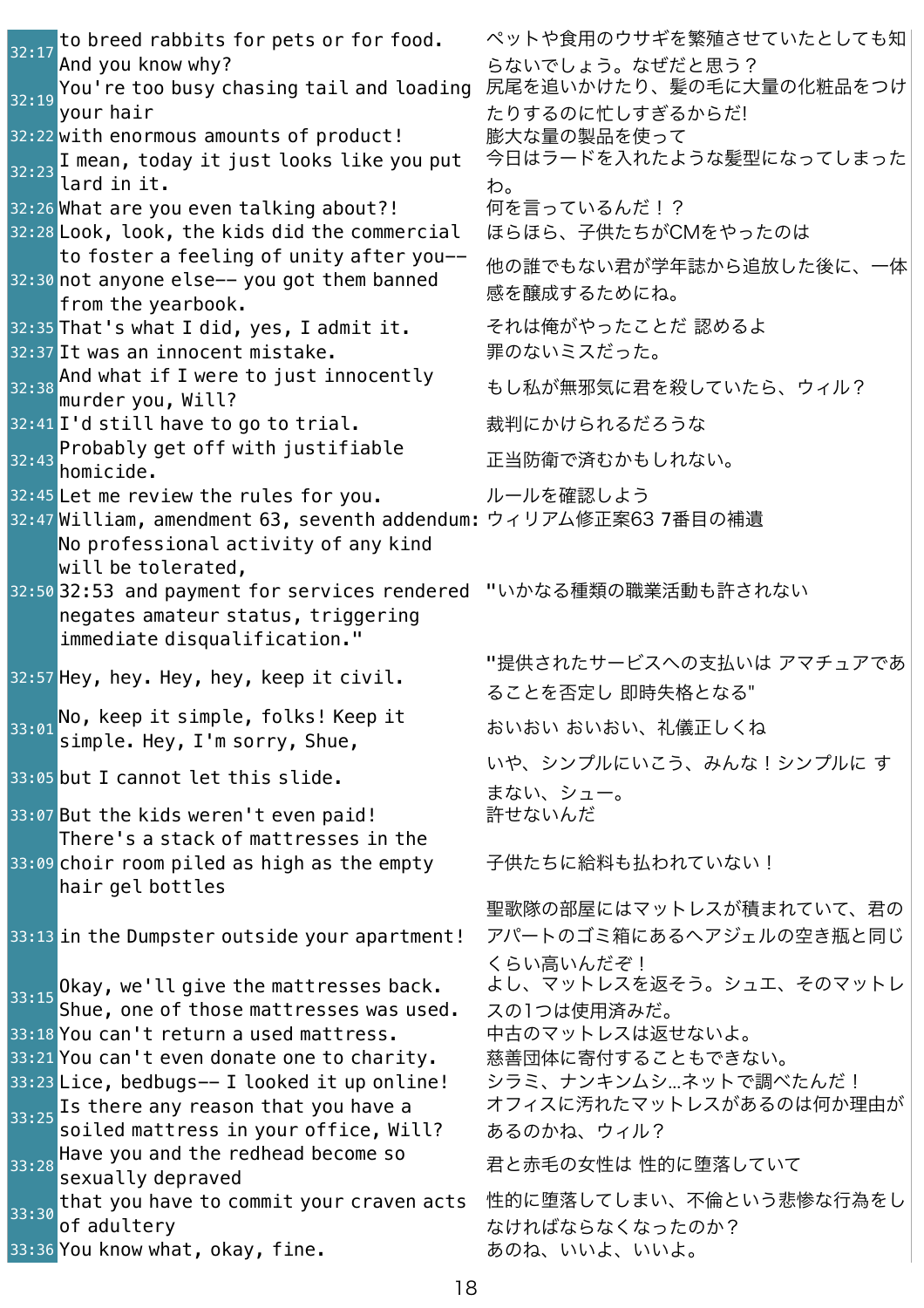| | | |
|---|---|---|
| 32:17 | to breed rabbits for pets or for food. And you know why? | ペットや食用のウサギを繁殖させていたとしても知らないでしょう。なぜだと思う？ |
| 32:19 | You're too busy chasing tail and loading your hair | 尻尾を追いかけたり、髪の毛に大量の化粧品をつけたりするのに忙しすぎるからだ! |
| 32:22 | with enormous amounts of product! | 膨大な量の製品を使って |
| 32:23 | I mean, today it just looks like you put lard in it. | 今日はラードを入れたような髪型になってしまったわ。 |
| 32:26 | What are you even talking about?! | 何を言っているんだ！？ |
| 32:28 | Look, look, the kids did the commercial | ほらほら、子供たちがCMをやったのは |
| 32:30 | to foster a feeling of unity after you-- not anyone else-- you got them banned from the yearbook. | 他の誰でもない君が学年誌から追放した後に、一体感を醸成するためにね。 |
| 32:35 | That's what I did, yes, I admit it. | それは俺がやったことだ 認めるよ |
| 32:37 | It was an innocent mistake. | 罪のないミスだった。 |
| 32:38 | And what if I were to just innocently murder you, Will? | もし私が無邪気に君を殺していたら、ウィル？ |
| 32:41 | I'd still have to go to trial. | 裁判にかけられるだろうな |
| 32:43 | Probably get off with justifiable homicide. | 正当防衛で済むかもしれない。 |
| 32:45 | Let me review the rules for you. | ルールを確認しよう |
| 32:47 | William, amendment 63, seventh addendum: No professional activity of any kind will be tolerated, | ウィリアム修正案63 7番目の補遺 |
| 32:50 | 32:53 and payment for services rendered negates amateur status, triggering immediate disqualification." | "いかなる種類の職業活動も許されない |
| 32:57 | Hey, hey. Hey, hey, keep it civil. | "提供されたサービスへの支払いは アマチュアであることを否定し 即時失格となる" |
| 33:01 | No, keep it simple, folks! Keep it simple. Hey, I'm sorry, Shue, | おいおい おいおい、礼儀正しくね |
| 33:05 | but I cannot let this slide. | いや、シンプルにいこう、みんな！シンプルに すまない、シュー。 |
| 33:07 | But the kids weren't even paid! | 許せないんだ |
| 33:09 | There's a stack of mattresses in the choir room piled as high as the empty hair gel bottles | 子供たちに給料も払われていない！ |
| 33:13 | in the Dumpster outside your apartment! | 聖歌隊の部屋にはマットレスが積まれていて、君のアパートのゴミ箱にあるヘアジェルの空き瓶と同じくらい高いんだぞ！ |
| 33:15 | Okay, we'll give the mattresses back. Shue, one of those mattresses was used. | よし、マットレスを返そう。シュエ、そのマットレスの1つは使用済みだ。 |
| 33:18 | You can't return a used mattress. | 中古のマットレスは返せないよ。 |
| 33:21 | You can't even donate one to charity. | 慈善団体に寄付することもできない。 |
| 33:23 | Lice, bedbugs-- I looked it up online! | シラミ、ナンキンムシ…ネットで調べたんだ！ |
| 33:25 | Is there any reason that you have a soiled mattress in your office, Will? | オフィスに汚れたマットレスがあるのは何か理由があるのかね、ウィル？ |
| 33:28 | Have you and the redhead become so sexually depraved | 君と赤毛の女性は 性的に堕落していて |
| 33:30 | that you have to commit your craven acts of adultery | 性的に堕落してしまい、不倫という悲惨な行為をしなければならなくなったのか？ |
| 33:36 | You know what, okay, fine. | あのね、いいよ、いいよ。 |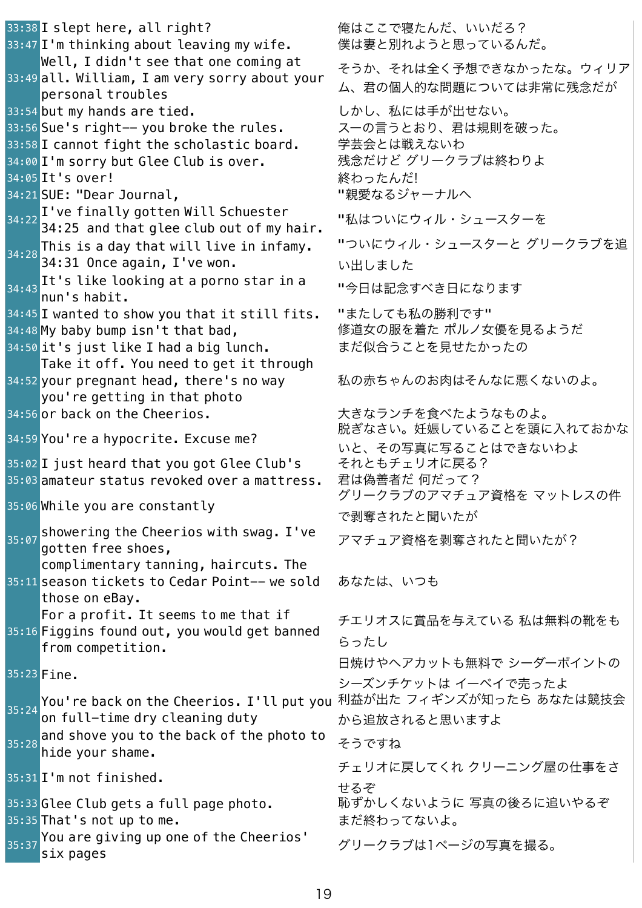| | | |
|---|---|---|
| 33:38 | I slept here, all right? | 俺はここで寝たんだ、いいだろ？ |
| 33:47 | I'm thinking about leaving my wife. | 僕は妻と別れようと思っているんだ。 |
| 33:49 | Well, I didn't see that one coming at all. William, I am very sorry about your personal troubles | そうか、それは全く予想できなかったな。ウィリアム、君の個人的な問題については非常に残念だが |
| 33:54 | but my hands are tied. | しかし、私には手が出せない。 |
| 33:56 | Sue's right-- you broke the rules. | スーの言うとおり、君は規則を破った。 |
| 33:58 | I cannot fight the scholastic board. | 学芸会とは戦えないわ |
| 34:00 | I'm sorry but Glee Club is over. | 残念だけど グリークラブは終わりよ |
| 34:05 | It's over! | 終わったんだ! |
| 34:21 | SUE: "Dear Journal, | "親愛なるジャーナルへ |
| 34:22 | I've finally gotten Will Schuester 34:25 and that glee club out of my hair. | "私はついにウィル・シュースターを |
| 34:28 | This is a day that will live in infamy. 34:31 Once again, I've won. | "ついにウィル・シュースターと グリークラブを追い出しました |
| 34:43 | It's like looking at a porno star in a nun's habit. | "今日は記念すべき日になります |
| 34:45 | I wanted to show you that it still fits. | "またしても私の勝利です" |
| 34:48 | My baby bump isn't that bad, | 修道女の服を着た ポルノ女優を見るようだ |
| 34:50 | it's just like I had a big lunch. | まだ似合うことを見せたかったの |
| 34:52 | Take it off. You need to get it through your pregnant head, there's no way you're getting in that photo | 私の赤ちゃんのお肉はそんなに悪くないのよ。 |
| 34:56 | or back on the Cheerios. | 大きなランチを食べたようなものよ。 |
| 34:59 | You're a hypocrite. Excuse me? | 脱ぎなさい。妊娠していることを頭に入れておかないと、その写真に写ることはできないわよ |
| 35:02 | I just heard that you got Glee Club's | それともチェリオに戻る？ |
| 35:03 | amateur status revoked over a mattress. | 君は偽善者だ 何だって？ |
| 35:06 | While you are constantly | グリークラブのアマチュア資格を マットレスの件で剥奪されたと聞いたが |
| 35:07 | showering the Cheerios with swag. I've gotten free shoes, | アマチュア資格を剥奪されたと聞いたが？ |
| 35:11 | complimentary tanning, haircuts. The season tickets to Cedar Point-- we sold those on eBay. | あなたは、いつも |
| 35:16 | For a profit. It seems to me that if Figgins found out, you would get banned from competition. | チエリオスに賞品を与えている 私は無料の靴をもらったし |
| 35:23 | Fine. | 日焼けやヘアカットも無料で シーダーポイントのシーズンチケットは イーベイで売ったよ |
| 35:24 | You're back on the Cheerios. I'll put you on full-time dry cleaning duty | 利益が出た フィギンズが知ったら あなたは競技会から追放されると思いますよ |
| 35:28 | and shove you to the back of the photo to hide your shame. | そうですね |
| 35:31 | I'm not finished. | チェリオに戻してくれ クリーニング屋の仕事をさせるぞ |
| 35:33 | Glee Club gets a full page photo. | 恥ずかしくないように 写真の後ろに追いやるぞ |
| 35:35 | That's not up to me. | まだ終わってないよ。 |
| 35:37 | You are giving up one of the Cheerios' six pages | グリークラブは1ページの写真を撮る。 |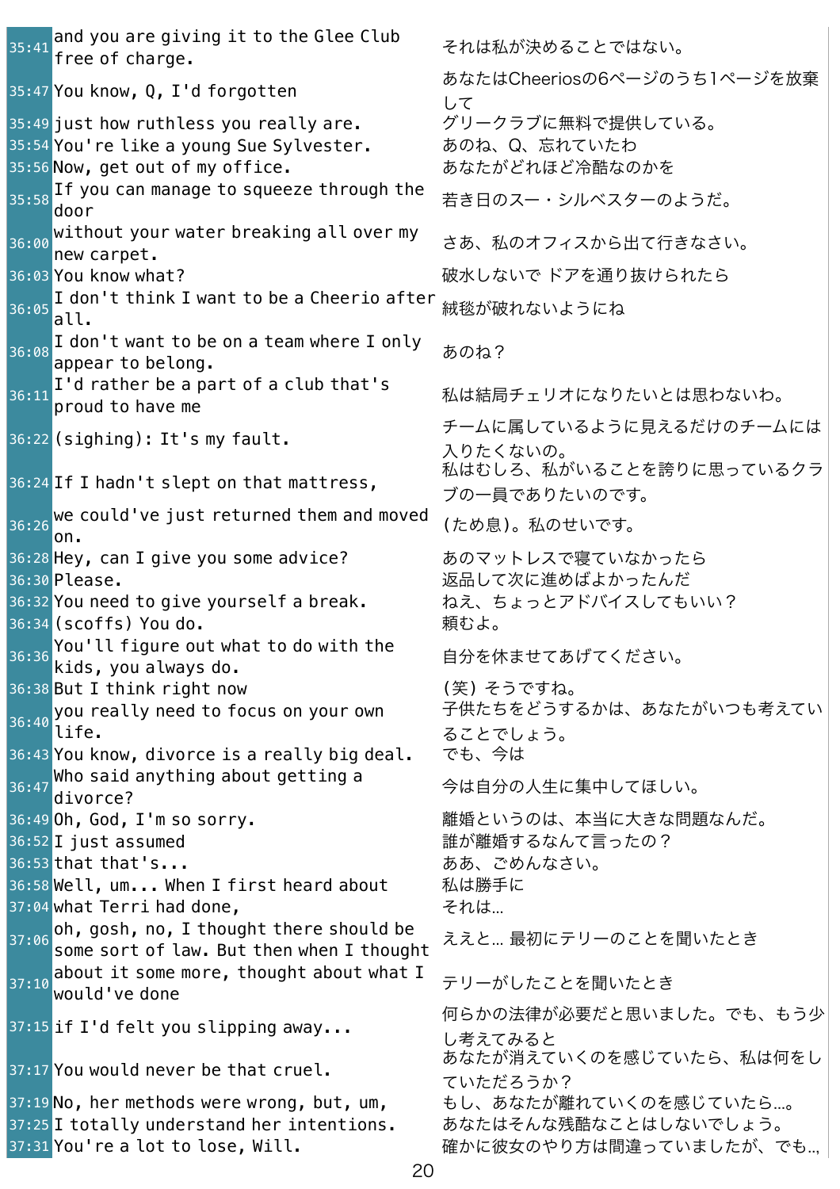| | | |
|---|---|---|
| 35:41 | and you are giving it to the Glee Club free of charge. | それは私が決めることではない。 |
| 35:47 | You know, Q, I'd forgotten | あなたはCheeriosの6ページのうち1ページを放棄して |
| 35:49 | just how ruthless you really are. | グリークラブに無料で提供している。 |
| 35:54 | You're like a young Sue Sylvester. | あのね、Q、忘れていたわ |
| 35:56 | Now, get out of my office. | あなたがどれほど冷酷なのかを |
| 35:58 | If you can manage to squeeze through the door | 若き日のスー・シルベスターのようだ。 |
| 36:00 | without your water breaking all over my new carpet. | さあ、私のオフィスから出て行きなさい。 |
| 36:03 | You know what? | 破水しないで ドアを通り抜けられたら |
| 36:05 | I don't think I want to be a Cheerio after all. | 絨毯が破れないようにね |
| 36:08 | I don't want to be on a team where I only appear to belong. | あのね？ |
| 36:11 | I'd rather be a part of a club that's proud to have me | 私は結局チェリオになりたいとは思わないわ。 |
| 36:22 | (sighing): It's my fault. | チームに属しているように見えるだけのチームには入りたくないの。 |
| 36:24 | If I hadn't slept on that mattress, | 私はむしろ、私がいることを誇りに思っているクラブの一員でありたいのです。 |
| 36:26 | we could've just returned them and moved on. | (ため息)。私のせいです。 |
| 36:28 | Hey, can I give you some advice? | あのマットレスで寝ていなかったら |
| 36:30 | Please. | 返品して次に進めばよかったんだ |
| 36:32 | You need to give yourself a break. | ねえ、ちょっとアドバイスしてもいい？ |
| 36:34 | (scoffs) You do. | 頼むよ。 |
| 36:36 | You'll figure out what to do with the kids, you always do. | 自分を休ませてあげてください。 |
| 36:38 | But I think right now | (笑) そうですね。 |
| 36:40 | you really need to focus on your own life. | 子供たちをどうするかは、あなたがいつも考えていることでしょう。 |
| 36:43 | You know, divorce is a really big deal. | でも、今は |
| 36:47 | Who said anything about getting a divorce? | 今は自分の人生に集中してほしい。 |
| 36:49 | Oh, God, I'm so sorry. | 離婚というのは、本当に大きな問題なんだ。 |
| 36:52 | I just assumed | 誰が離婚するなんて言ったの？ |
| 36:53 | that that's... | ああ、ごめんなさい。 |
| 36:58 | Well, um... When I first heard about | 私は勝手に |
| 37:04 | what Terri had done, | それは… |
| 37:06 | oh, gosh, no, I thought there should be some sort of law. But then when I thought | ええと… 最初にテリーのことを聞いたとき |
| 37:10 | about it some more, thought about what I would've done | テリーがしたことを聞いたとき |
| 37:15 | if I'd felt you slipping away... | 何らかの法律が必要だと思いました。でも、もう少し考えてみると |
| 37:17 | You would never be that cruel. | あなたが消えていくのを感じていたら、私は何をしていただろうか？ |
| 37:19 | No, her methods were wrong, but, um, | もし、あなたが離れていくのを感じていたら…。 |
| 37:25 | I totally understand her intentions. | あなたはそんな残酷なことはしないでしょう。 |
| 37:31 | You're a lot to lose, Will. | 確かに彼女のやり方は間違っていましたが、でも.., |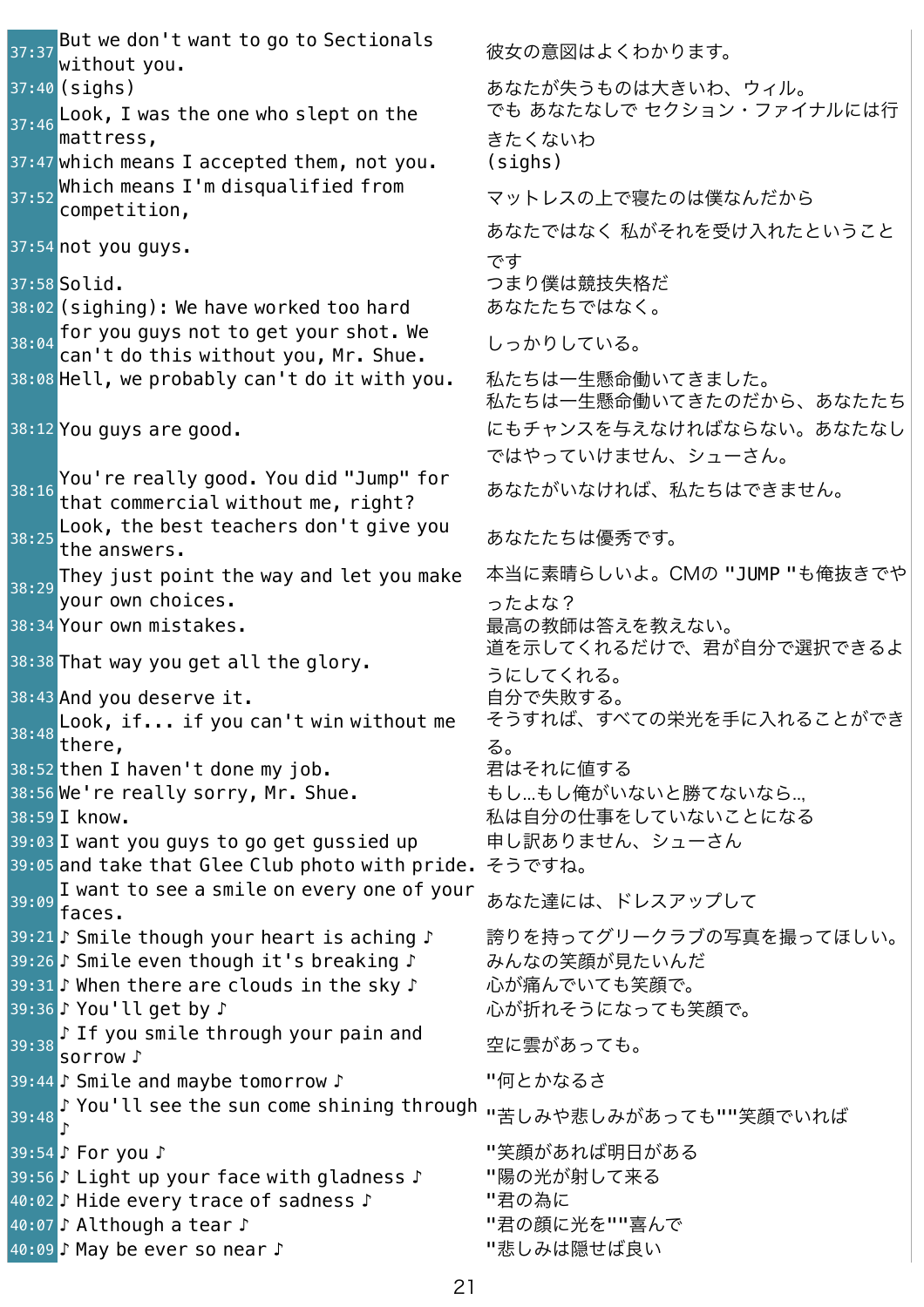| 37:37 | But we don't want to go to Sectionals without you. | 彼女の意図はよくわかります。 |
|---|---|---|
| 37:40 | (sighs) | あなたが失うものは大きいわ、ウィル。 |
| 37:46 | Look, I was the one who slept on the mattress, | でも あなたなしで セクション・ファイナルには行きたくないわ |
| 37:47 | which means I accepted them, not you. | (sighs) |
| 37:52 | Which means I'm disqualified from competition, | マットレスの上で寝たのは僕なんだから |
| 37:54 | not you guys. | あなたではなく 私がそれを受け入れたということです |
| 37:58 | Solid. | つまり僕は競技失格だ |
| 38:02 | (sighing): We have worked too hard | あなたたちではなく。 |
| 38:04 | for you guys not to get your shot. We can't do this without you, Mr. Shue. | しっかりしている。 |
| 38:08 | Hell, we probably can't do it with you. | 私たちは一生懸命働いてきました。 |
| 38:12 | You guys are good. | 私たちは一生懸命働いてきたのだから、あなたたちにもチャンスを与えなければならない。あなたなしではやっていけません、シューさん。 |
| 38:16 | You're really good. You did "Jump" for that commercial without me, right? | あなたがいなければ、私たちはできません。 |
| 38:25 | Look, the best teachers don't give you the answers. | あなたたちは優秀です。 |
| 38:29 | They just point the way and let you make your own choices. | 本当に素晴らしいよ。CMの "JUMP "も俺抜きでやったよな？ |
| 38:34 | Your own mistakes. | 最高の教師は答えを教えない。 |
| 38:38 | That way you get all the glory. | 道を示してくれるだけで、君が自分で選択できるようにしてくれる。 |
| 38:43 | And you deserve it. | 自分で失敗する。 |
| 38:48 | Look, if... if you can't win without me there, | そうすれば、すべての栄光を手に入れることができる。 |
| 38:52 | then I haven't done my job. | 君はそれに値する |
| 38:56 | We're really sorry, Mr. Shue. | もし…もし俺がいないと勝てないなら.., |
| 38:59 | I know. | 私は自分の仕事をしていないことになる |
| 39:03 | I want you guys to go get gussied up | 申し訳ありません、シューさん |
| 39:05 | and take that Glee Club photo with pride. | そうですね。 |
| 39:09 | I want to see a smile on every one of your faces. | あなた達には、ドレスアップして |
| 39:21 | ♪ Smile though your heart is aching ♪ | 誇りを持ってグリークラブの写真を撮ってほしい。 |
| 39:26 | ♪ Smile even though it's breaking ♪ | みんなの笑顔が見たいんだ |
| 39:31 | ♪ When there are clouds in the sky ♪ | 心が痛んでいても笑顔で。 |
| 39:36 | ♪ You'll get by ♪ | 心が折れそうになっても笑顔で。 |
| 39:38 | ♪ If you smile through your pain and sorrow ♪ | 空に雲があっても。 |
| 39:44 | ♪ Smile and maybe tomorrow ♪ | "何とかなるさ |
| 39:48 | ♪ You'll see the sun come shining through ♪ | "苦しみや悲しみがあっても""笑顔でいれば |
| 39:54 | ♪ For you ♪ | "笑顔があれば明日がある |
| 39:56 | ♪ Light up your face with gladness ♪ | "陽の光が射して来る |
| 40:02 | ♪ Hide every trace of sadness ♪ | "君の為に |
| 40:07 | ♪ Although a tear ♪ | "君の顔に光を""喜んで |
| 40:09 | ♪ May be ever so near ♪ | "悲しみは隠せば良い |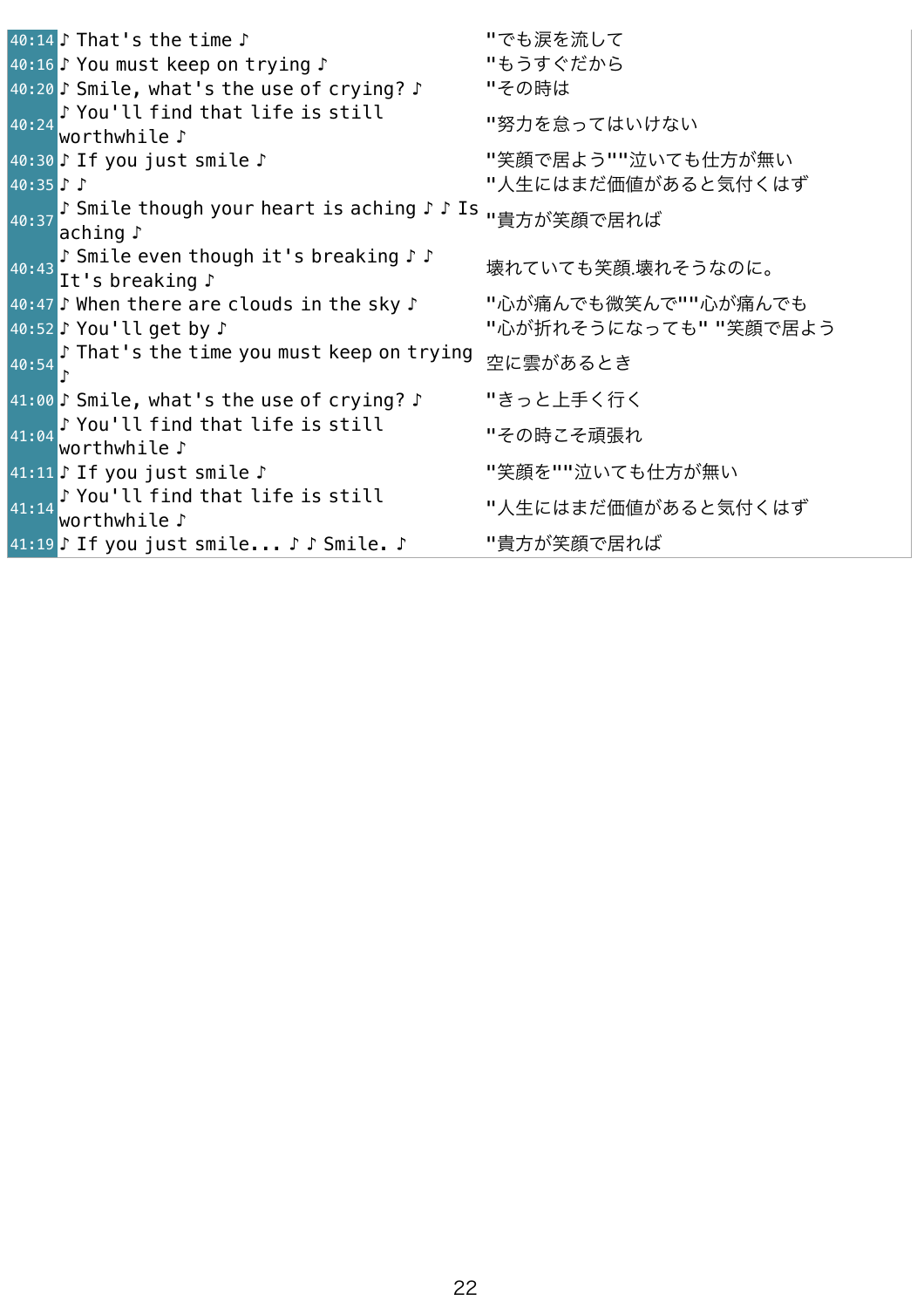| | | |
|---|---|---|
| 40:14 | ♪ That's the time ♪ | "でも涙を流して |
| 40:16 | ♪ You must keep on trying ♪ | "もうすぐだから |
| 40:20 | ♪ Smile, what's the use of crying? ♪ | "その時は |
| 40:24 | ♪ You'll find that life is still worthwhile ♪ | "努力を怠ってはいけない |
| 40:30 | ♪ If you just smile ♪ | "笑顔で居よう""泣いても仕方が無い |
| 40:35 | ♪ ♪ | "人生にはまだ価値があると気付くはず |
| 40:37 | ♪ Smile though your heart is aching ♪ ♪ Is aching ♪ | "貴方が笑顔で居れば |
| 40:43 | ♪ Smile even though it's breaking ♪ ♪ It's breaking ♪ | 壊れていても笑顔.壊れそうなのに。 |
| 40:47 | ♪ When there are clouds in the sky ♪ | "心が痛んでも微笑んで""心が痛んでも |
| 40:52 | ♪ You'll get by ♪ | "心が折れそうになっても" "笑顔で居よう |
| 40:54 | ♪ That's the time you must keep on trying ♪ | 空に雲があるとき |
| 41:00 | ♪ Smile, what's the use of crying? ♪ | "きっと上手く行く |
| 41:04 | ♪ You'll find that life is still worthwhile ♪ | "その時こそ頑張れ |
| 41:11 | ♪ If you just smile ♪ | "笑顔を""泣いても仕方が無い |
| 41:14 | ♪ You'll find that life is still worthwhile ♪ | "人生にはまだ価値があると気付くはず |
| 41:19 | ♪ If you just smile... ♪ ♪ Smile. ♪ | "貴方が笑顔で居れば |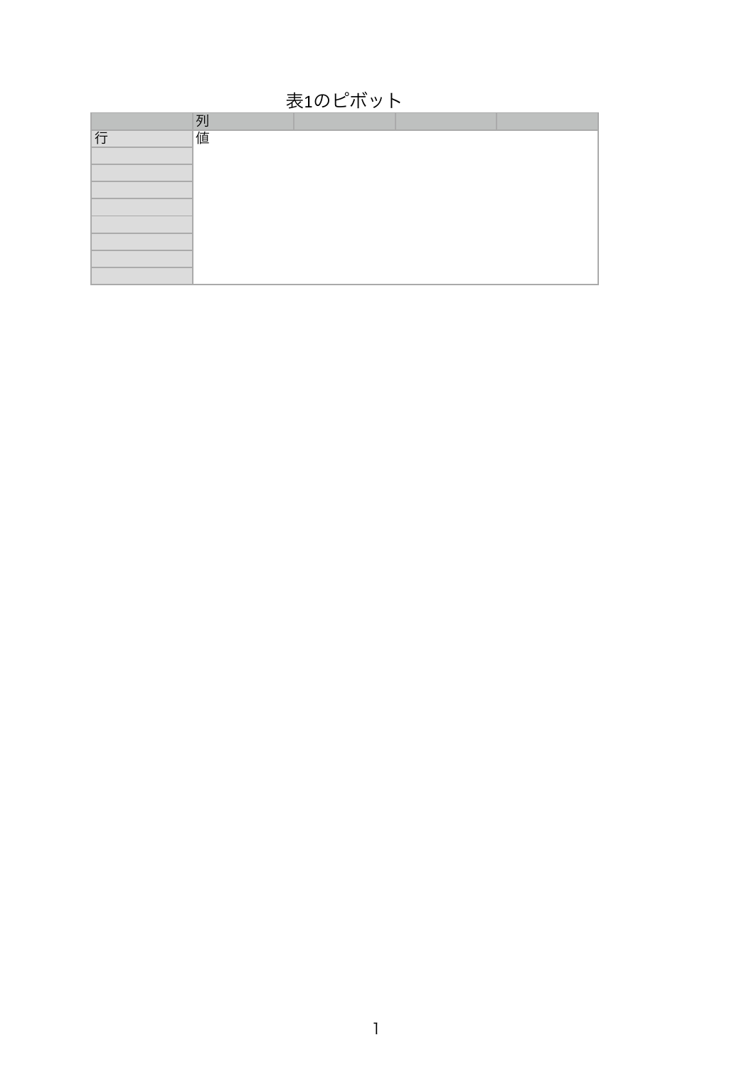表1のピボット

| | 列 | | | |
|---|---|---|---|---|
| 行 | 値 | | | |
| | | | | |
| | | | | |
| | | | | |
| | | | | |
| | | | | |
| | | | | |
| | | | | |
| | | | | |